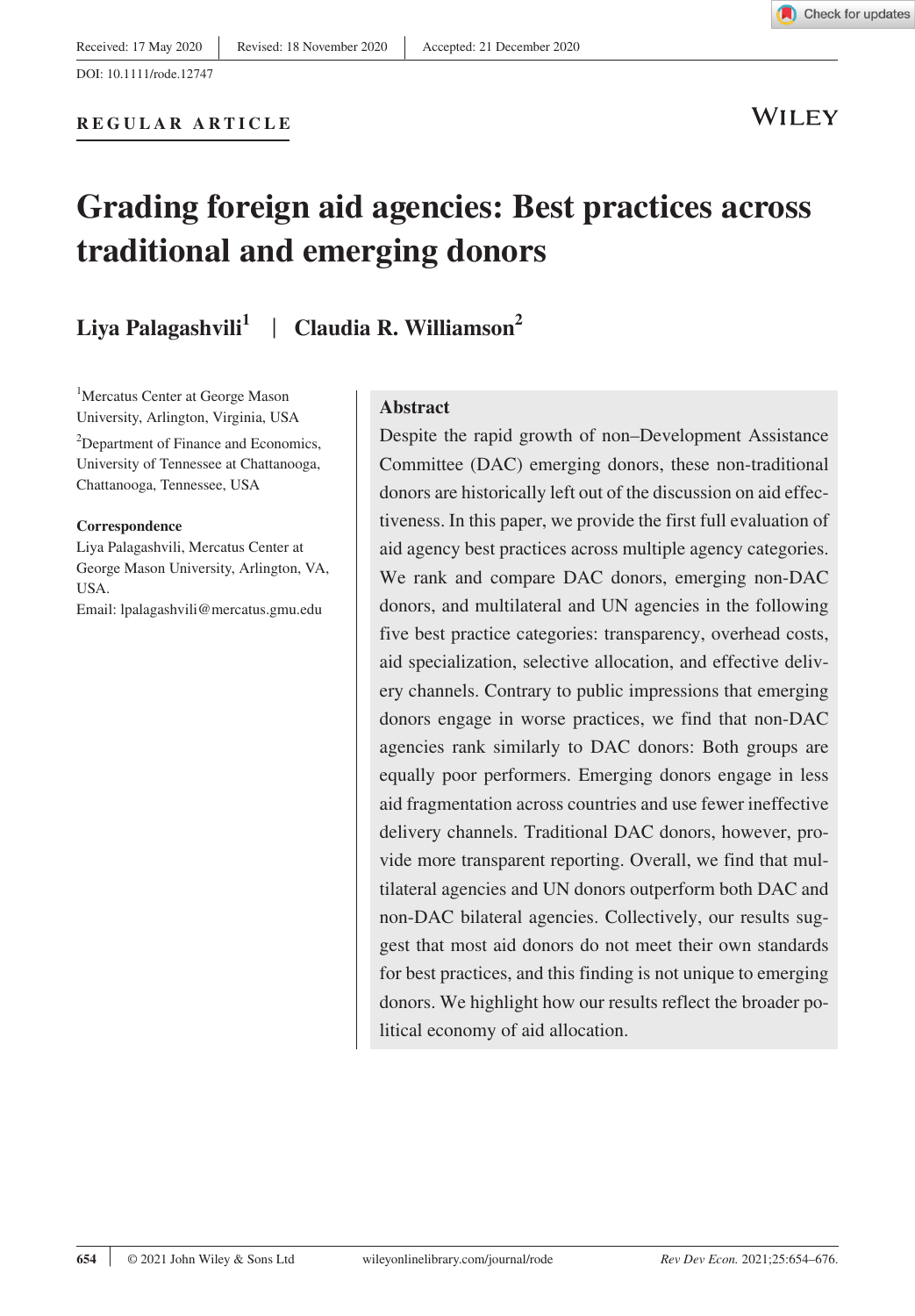Received: 17 May 2020 | Revised: 18 November 2020 | Accepted: 21 December 2020

DOI: 10.1111/rode.12747

**REGULAR ARTICLE**

# Grading foreign aid agencies: Best practices across traditional and emerging donors

**Liya Palagashvili**[1] | **Claudia R. Williamson**[2]

[1]Mercatus Center at George Mason University, Arlington, Virginia, USA

[2]Department of Finance and Economics, University of Tennessee at Chattanooga, Chattanooga, Tennessee, USA

**Correspondence**
Liya Palagashvili, Mercatus Center at George Mason University, Arlington, VA, USA.
Email: lpalagashvili@mercatus.gmu.edu

## Abstract

Despite the rapid growth of non–Development Assistance Committee (DAC) emerging donors, these non-traditional donors are historically left out of the discussion on aid effectiveness. In this paper, we provide the first full evaluation of aid agency best practices across multiple agency categories. We rank and compare DAC donors, emerging non-DAC donors, and multilateral and UN agencies in the following five best practice categories: transparency, overhead costs, aid specialization, selective allocation, and effective delivery channels. Contrary to public impressions that emerging donors engage in worse practices, we find that non-DAC agencies rank similarly to DAC donors: Both groups are equally poor performers. Emerging donors engage in less aid fragmentation across countries and use fewer ineffective delivery channels. Traditional DAC donors, however, provide more transparent reporting. Overall, we find that multilateral agencies and UN donors outperform both DAC and non-DAC bilateral agencies. Collectively, our results suggest that most aid donors do not meet their own standards for best practices, and this finding is not unique to emerging donors. We highlight how our results reflect the broader political economy of aid allocation.

© 2021 John Wiley & Sons Ltd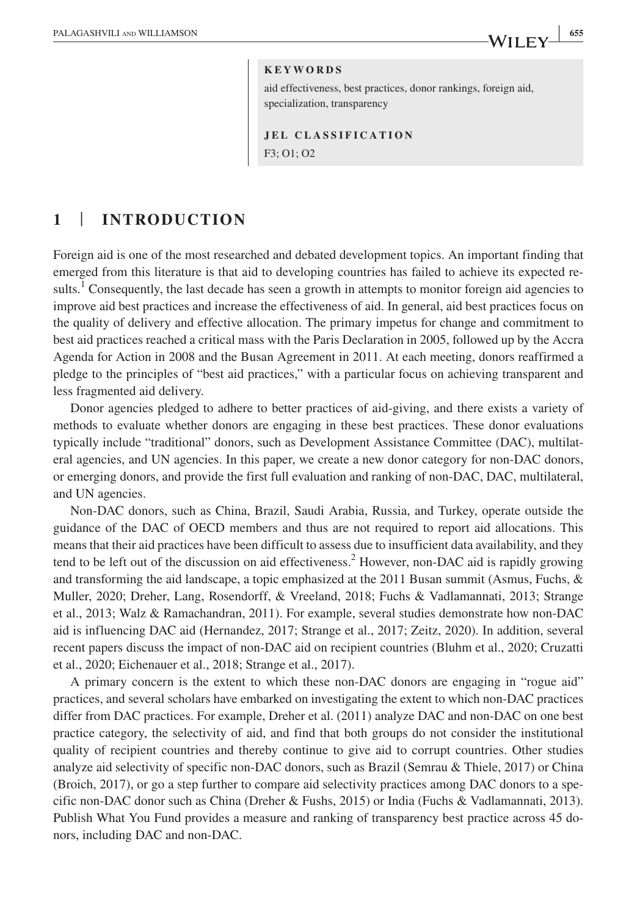**KEYWORDS**

aid effectiveness, best practices, donor rankings, foreign aid, specialization, transparency

**JEL CLASSIFICATION**

F3; O1; O2

## 1 | INTRODUCTION

Foreign aid is one of the most researched and debated development topics. An important finding that emerged from this literature is that aid to developing countries has failed to achieve its expected results.[1] Consequently, the last decade has seen a growth in attempts to monitor foreign aid agencies to improve aid best practices and increase the effectiveness of aid. In general, aid best practices focus on the quality of delivery and effective allocation. The primary impetus for change and commitment to best aid practices reached a critical mass with the Paris Declaration in 2005, followed up by the Accra Agenda for Action in 2008 and the Busan Agreement in 2011. At each meeting, donors reaffirmed a pledge to the principles of "best aid practices," with a particular focus on achieving transparent and less fragmented aid delivery.

Donor agencies pledged to adhere to better practices of aid-giving, and there exists a variety of methods to evaluate whether donors are engaging in these best practices. These donor evaluations typically include "traditional" donors, such as Development Assistance Committee (DAC), multilateral agencies, and UN agencies. In this paper, we create a new donor category for non-DAC donors, or emerging donors, and provide the first full evaluation and ranking of non-DAC, DAC, multilateral, and UN agencies.

Non-DAC donors, such as China, Brazil, Saudi Arabia, Russia, and Turkey, operate outside the guidance of the DAC of OECD members and thus are not required to report aid allocations. This means that their aid practices have been difficult to assess due to insufficient data availability, and they tend to be left out of the discussion on aid effectiveness.[2] However, non-DAC aid is rapidly growing and transforming the aid landscape, a topic emphasized at the 2011 Busan summit (Asmus, Fuchs, & Muller, 2020; Dreher, Lang, Rosendorff, & Vreeland, 2018; Fuchs & Vadlamannati, 2013; Strange et al., 2013; Walz & Ramachandran, 2011). For example, several studies demonstrate how non-DAC aid is influencing DAC aid (Hernandez, 2017; Strange et al., 2017; Zeitz, 2020). In addition, several recent papers discuss the impact of non-DAC aid on recipient countries (Bluhm et al., 2020; Cruzatti et al., 2020; Eichenauer et al., 2018; Strange et al., 2017).

A primary concern is the extent to which these non-DAC donors are engaging in "rogue aid" practices, and several scholars have embarked on investigating the extent to which non-DAC practices differ from DAC practices. For example, Dreher et al. (2011) analyze DAC and non-DAC on one best practice category, the selectivity of aid, and find that both groups do not consider the institutional quality of recipient countries and thereby continue to give aid to corrupt countries. Other studies analyze aid selectivity of specific non-DAC donors, such as Brazil (Semrau & Thiele, 2017) or China (Broich, 2017), or go a step further to compare aid selectivity practices among DAC donors to a specific non-DAC donor such as China (Dreher & Fushs, 2015) or India (Fuchs & Vadlamannati, 2013). Publish What You Fund provides a measure and ranking of transparency best practice across 45 donors, including DAC and non-DAC.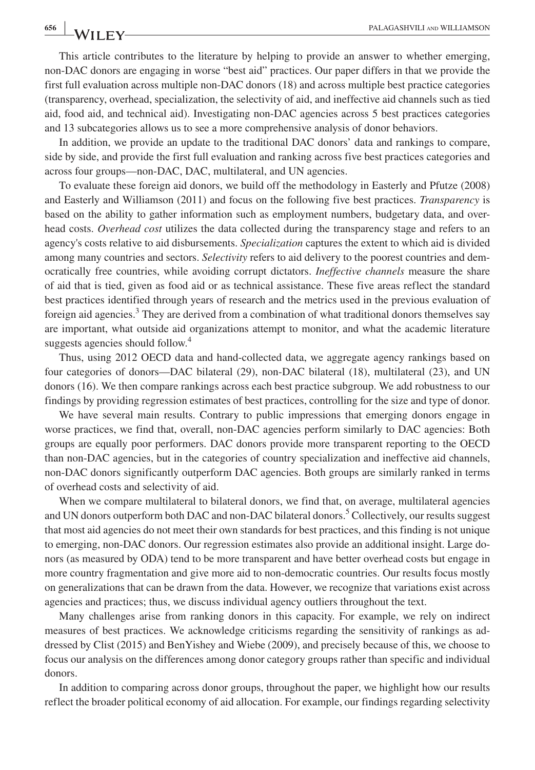This article contributes to the literature by helping to provide an answer to whether emerging, non-DAC donors are engaging in worse "best aid" practices. Our paper differs in that we provide the first full evaluation across multiple non-DAC donors (18) and across multiple best practice categories (transparency, overhead, specialization, the selectivity of aid, and ineffective aid channels such as tied aid, food aid, and technical aid). Investigating non-DAC agencies across 5 best practices categories and 13 subcategories allows us to see a more comprehensive analysis of donor behaviors.

In addition, we provide an update to the traditional DAC donors' data and rankings to compare, side by side, and provide the first full evaluation and ranking across five best practices categories and across four groups—non-DAC, DAC, multilateral, and UN agencies.

To evaluate these foreign aid donors, we build off the methodology in Easterly and Pfutze (2008) and Easterly and Williamson (2011) and focus on the following five best practices. *Transparency* is based on the ability to gather information such as employment numbers, budgetary data, and overhead costs. *Overhead cost* utilizes the data collected during the transparency stage and refers to an agency's costs relative to aid disbursements. *Specialization* captures the extent to which aid is divided among many countries and sectors. *Selectivity* refers to aid delivery to the poorest countries and democratically free countries, while avoiding corrupt dictators. *Ineffective channels* measure the share of aid that is tied, given as food aid or as technical assistance. These five areas reflect the standard best practices identified through years of research and the metrics used in the previous evaluation of foreign aid agencies.[3] They are derived from a combination of what traditional donors themselves say are important, what outside aid organizations attempt to monitor, and what the academic literature suggests agencies should follow.[4]

Thus, using 2012 OECD data and hand-collected data, we aggregate agency rankings based on four categories of donors—DAC bilateral (29), non-DAC bilateral (18), multilateral (23), and UN donors (16). We then compare rankings across each best practice subgroup. We add robustness to our findings by providing regression estimates of best practices, controlling for the size and type of donor.

We have several main results. Contrary to public impressions that emerging donors engage in worse practices, we find that, overall, non-DAC agencies perform similarly to DAC agencies: Both groups are equally poor performers. DAC donors provide more transparent reporting to the OECD than non-DAC agencies, but in the categories of country specialization and ineffective aid channels, non-DAC donors significantly outperform DAC agencies. Both groups are similarly ranked in terms of overhead costs and selectivity of aid.

When we compare multilateral to bilateral donors, we find that, on average, multilateral agencies and UN donors outperform both DAC and non-DAC bilateral donors.[5] Collectively, our results suggest that most aid agencies do not meet their own standards for best practices, and this finding is not unique to emerging, non-DAC donors. Our regression estimates also provide an additional insight. Large donors (as measured by ODA) tend to be more transparent and have better overhead costs but engage in more country fragmentation and give more aid to non-democratic countries. Our results focus mostly on generalizations that can be drawn from the data. However, we recognize that variations exist across agencies and practices; thus, we discuss individual agency outliers throughout the text.

Many challenges arise from ranking donors in this capacity. For example, we rely on indirect measures of best practices. We acknowledge criticisms regarding the sensitivity of rankings as addressed by Clist (2015) and BenYishey and Wiebe (2009), and precisely because of this, we choose to focus our analysis on the differences among donor category groups rather than specific and individual donors.

In addition to comparing across donor groups, throughout the paper, we highlight how our results reflect the broader political economy of aid allocation. For example, our findings regarding selectivity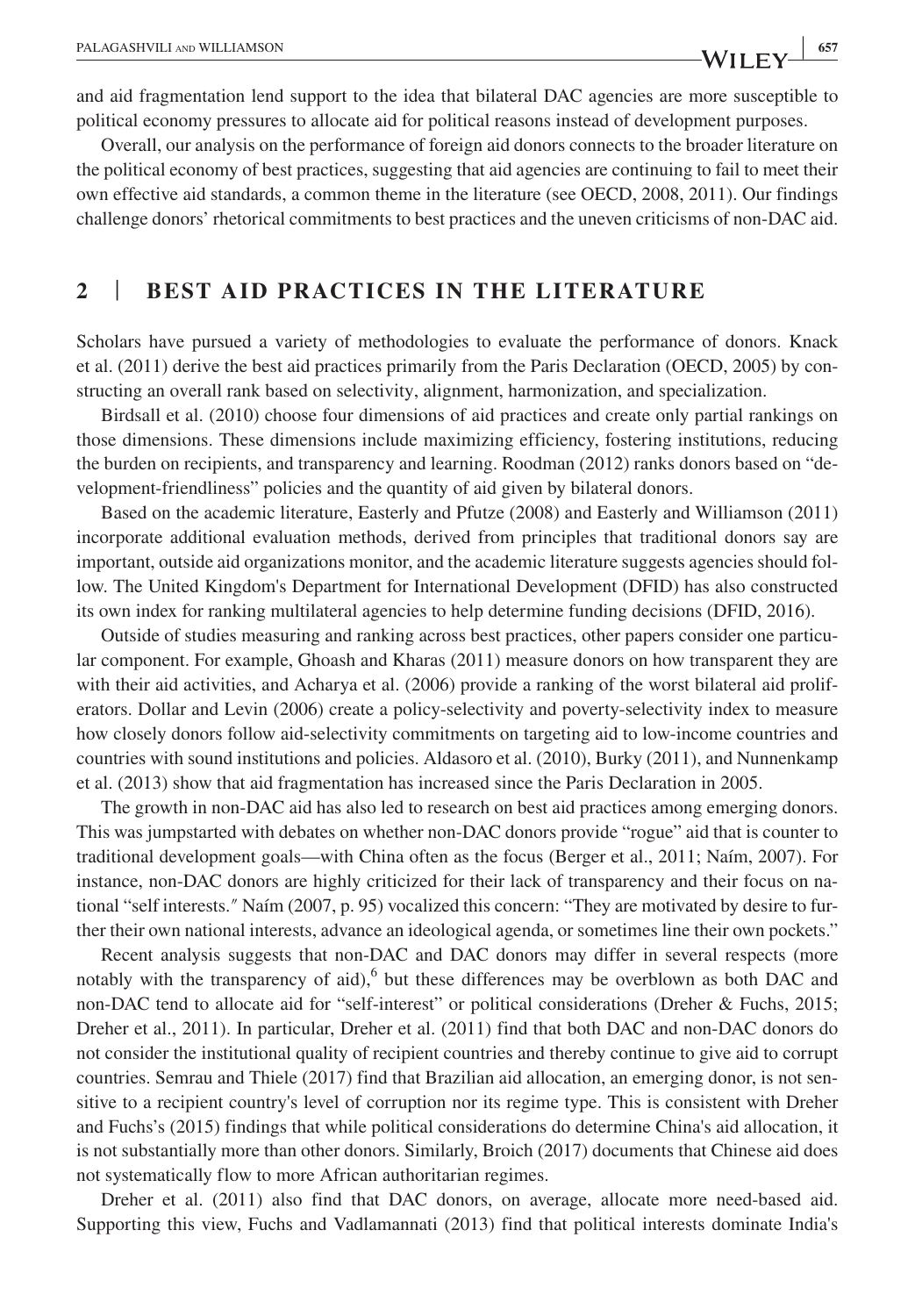and aid fragmentation lend support to the idea that bilateral DAC agencies are more susceptible to political economy pressures to allocate aid for political reasons instead of development purposes.

Overall, our analysis on the performance of foreign aid donors connects to the broader literature on the political economy of best practices, suggesting that aid agencies are continuing to fail to meet their own effective aid standards, a common theme in the literature (see OECD, 2008, 2011). Our findings challenge donors' rhetorical commitments to best practices and the uneven criticisms of non-DAC aid.

## 2 | BEST AID PRACTICES IN THE LITERATURE

Scholars have pursued a variety of methodologies to evaluate the performance of donors. Knack et al. (2011) derive the best aid practices primarily from the Paris Declaration (OECD, 2005) by constructing an overall rank based on selectivity, alignment, harmonization, and specialization.

Birdsall et al. (2010) choose four dimensions of aid practices and create only partial rankings on those dimensions. These dimensions include maximizing efficiency, fostering institutions, reducing the burden on recipients, and transparency and learning. Roodman (2012) ranks donors based on "development-friendliness" policies and the quantity of aid given by bilateral donors.

Based on the academic literature, Easterly and Pfutze (2008) and Easterly and Williamson (2011) incorporate additional evaluation methods, derived from principles that traditional donors say are important, outside aid organizations monitor, and the academic literature suggests agencies should follow. The United Kingdom's Department for International Development (DFID) has also constructed its own index for ranking multilateral agencies to help determine funding decisions (DFID, 2016).

Outside of studies measuring and ranking across best practices, other papers consider one particular component. For example, Ghoash and Kharas (2011) measure donors on how transparent they are with their aid activities, and Acharya et al. (2006) provide a ranking of the worst bilateral aid proliferators. Dollar and Levin (2006) create a policy-selectivity and poverty-selectivity index to measure how closely donors follow aid-selectivity commitments on targeting aid to low-income countries and countries with sound institutions and policies. Aldasoro et al. (2010), Burky (2011), and Nunnenkamp et al. (2013) show that aid fragmentation has increased since the Paris Declaration in 2005.

The growth in non-DAC aid has also led to research on best aid practices among emerging donors. This was jumpstarted with debates on whether non-DAC donors provide "rogue" aid that is counter to traditional development goals—with China often as the focus (Berger et al., 2011; Naím, 2007). For instance, non-DAC donors are highly criticized for their lack of transparency and their focus on national "self interests.″ Naím (2007, p. 95) vocalized this concern: "They are motivated by desire to further their own national interests, advance an ideological agenda, or sometimes line their own pockets."

Recent analysis suggests that non-DAC and DAC donors may differ in several respects (more notably with the transparency of aid),[6] but these differences may be overblown as both DAC and non-DAC tend to allocate aid for "self-interest" or political considerations (Dreher & Fuchs, 2015; Dreher et al., 2011). In particular, Dreher et al. (2011) find that both DAC and non-DAC donors do not consider the institutional quality of recipient countries and thereby continue to give aid to corrupt countries. Semrau and Thiele (2017) find that Brazilian aid allocation, an emerging donor, is not sensitive to a recipient country's level of corruption nor its regime type. This is consistent with Dreher and Fuchs's (2015) findings that while political considerations do determine China's aid allocation, it is not substantially more than other donors. Similarly, Broich (2017) documents that Chinese aid does not systematically flow to more African authoritarian regimes.

Dreher et al. (2011) also find that DAC donors, on average, allocate more need-based aid. Supporting this view, Fuchs and Vadlamannati (2013) find that political interests dominate India's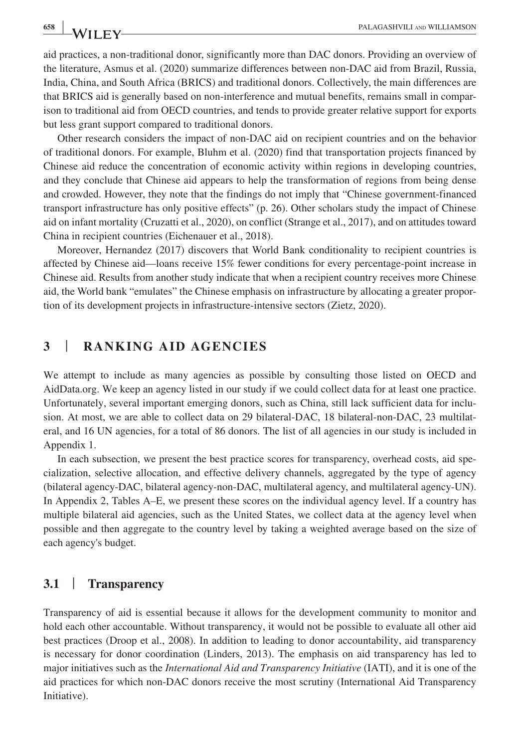aid practices, a non-traditional donor, significantly more than DAC donors. Providing an overview of the literature, Asmus et al. (2020) summarize differences between non-DAC aid from Brazil, Russia, India, China, and South Africa (BRICS) and traditional donors. Collectively, the main differences are that BRICS aid is generally based on non-interference and mutual benefits, remains small in comparison to traditional aid from OECD countries, and tends to provide greater relative support for exports but less grant support compared to traditional donors.

Other research considers the impact of non-DAC aid on recipient countries and on the behavior of traditional donors. For example, Bluhm et al. (2020) find that transportation projects financed by Chinese aid reduce the concentration of economic activity within regions in developing countries, and they conclude that Chinese aid appears to help the transformation of regions from being dense and crowded. However, they note that the findings do not imply that "Chinese government-financed transport infrastructure has only positive effects" (p. 26). Other scholars study the impact of Chinese aid on infant mortality (Cruzatti et al., 2020), on conflict (Strange et al., 2017), and on attitudes toward China in recipient countries (Eichenauer et al., 2018).

Moreover, Hernandez (2017) discovers that World Bank conditionality to recipient countries is affected by Chinese aid—loans receive 15% fewer conditions for every percentage-point increase in Chinese aid. Results from another study indicate that when a recipient country receives more Chinese aid, the World bank "emulates" the Chinese emphasis on infrastructure by allocating a greater proportion of its development projects in infrastructure-intensive sectors (Zietz, 2020).

## 3 | RANKING AID AGENCIES

We attempt to include as many agencies as possible by consulting those listed on OECD and AidData.org. We keep an agency listed in our study if we could collect data for at least one practice. Unfortunately, several important emerging donors, such as China, still lack sufficient data for inclusion. At most, we are able to collect data on 29 bilateral-DAC, 18 bilateral-non-DAC, 23 multilateral, and 16 UN agencies, for a total of 86 donors. The list of all agencies in our study is included in Appendix 1.

In each subsection, we present the best practice scores for transparency, overhead costs, aid specialization, selective allocation, and effective delivery channels, aggregated by the type of agency (bilateral agency-DAC, bilateral agency-non-DAC, multilateral agency, and multilateral agency-UN). In Appendix 2, Tables A–E, we present these scores on the individual agency level. If a country has multiple bilateral aid agencies, such as the United States, we collect data at the agency level when possible and then aggregate to the country level by taking a weighted average based on the size of each agency's budget.

### 3.1 | Transparency

Transparency of aid is essential because it allows for the development community to monitor and hold each other accountable. Without transparency, it would not be possible to evaluate all other aid best practices (Droop et al., 2008). In addition to leading to donor accountability, aid transparency is necessary for donor coordination (Linders, 2013). The emphasis on aid transparency has led to major initiatives such as the *International Aid and Transparency Initiative* (IATI), and it is one of the aid practices for which non-DAC donors receive the most scrutiny (International Aid Transparency Initiative).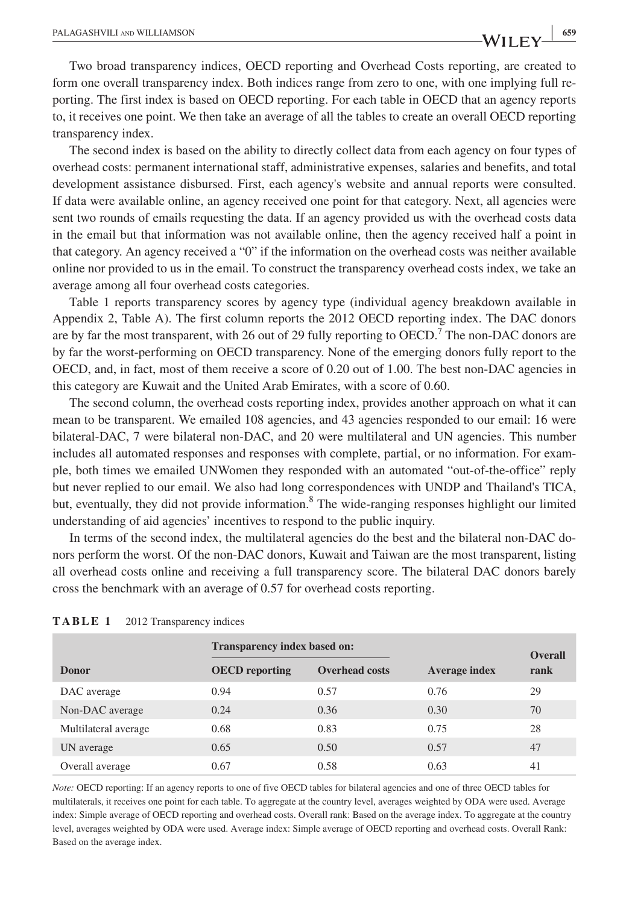Two broad transparency indices, OECD reporting and Overhead Costs reporting, are created to form one overall transparency index. Both indices range from zero to one, with one implying full reporting. The first index is based on OECD reporting. For each table in OECD that an agency reports to, it receives one point. We then take an average of all the tables to create an overall OECD reporting transparency index.

The second index is based on the ability to directly collect data from each agency on four types of overhead costs: permanent international staff, administrative expenses, salaries and benefits, and total development assistance disbursed. First, each agency's website and annual reports were consulted. If data were available online, an agency received one point for that category. Next, all agencies were sent two rounds of emails requesting the data. If an agency provided us with the overhead costs data in the email but that information was not available online, then the agency received half a point in that category. An agency received a "0" if the information on the overhead costs was neither available online nor provided to us in the email. To construct the transparency overhead costs index, we take an average among all four overhead costs categories.

Table 1 reports transparency scores by agency type (individual agency breakdown available in Appendix 2, Table A). The first column reports the 2012 OECD reporting index. The DAC donors are by far the most transparent, with 26 out of 29 fully reporting to OECD.[7] The non-DAC donors are by far the worst-performing on OECD transparency. None of the emerging donors fully report to the OECD, and, in fact, most of them receive a score of 0.20 out of 1.00. The best non-DAC agencies in this category are Kuwait and the United Arab Emirates, with a score of 0.60.

The second column, the overhead costs reporting index, provides another approach on what it can mean to be transparent. We emailed 108 agencies, and 43 agencies responded to our email: 16 were bilateral-DAC, 7 were bilateral non-DAC, and 20 were multilateral and UN agencies. This number includes all automated responses and responses with complete, partial, or no information. For example, both times we emailed UNWomen they responded with an automated "out-of-the-office" reply but never replied to our email. We also had long correspondences with UNDP and Thailand's TICA, but, eventually, they did not provide information.[8] The wide-ranging responses highlight our limited understanding of aid agencies' incentives to respond to the public inquiry.

In terms of the second index, the multilateral agencies do the best and the bilateral non-DAC donors perform the worst. Of the non-DAC donors, Kuwait and Taiwan are the most transparent, listing all overhead costs online and receiving a full transparency score. The bilateral DAC donors barely cross the benchmark with an average of 0.57 for overhead costs reporting.

**TABLE 1** 2012 Transparency indices

| | Transparency index based on: | | | |
|---|---|---|---|---|
| **Donor** | **OECD reporting** | **Overhead costs** | **Average index** | **Overall rank** |
| DAC average | 0.94 | 0.57 | 0.76 | 29 |
| Non-DAC average | 0.24 | 0.36 | 0.30 | 70 |
| Multilateral average | 0.68 | 0.83 | 0.75 | 28 |
| UN average | 0.65 | 0.50 | 0.57 | 47 |
| Overall average | 0.67 | 0.58 | 0.63 | 41 |

*Note:* OECD reporting: If an agency reports to one of five OECD tables for bilateral agencies and one of three OECD tables for multilaterals, it receives one point for each table. To aggregate at the country level, averages weighted by ODA were used. Average index: Simple average of OECD reporting and overhead costs. Overall rank: Based on the average index. To aggregate at the country level, averages weighted by ODA were used. Average index: Simple average of OECD reporting and overhead costs. Overall Rank: Based on the average index.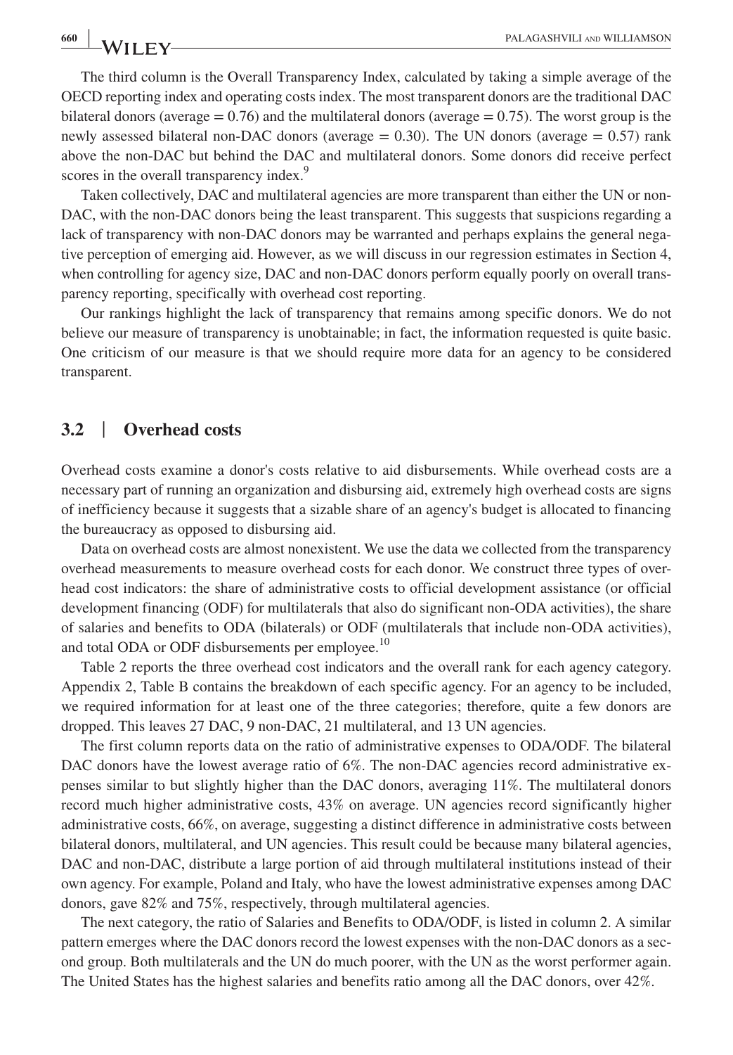The third column is the Overall Transparency Index, calculated by taking a simple average of the OECD reporting index and operating costs index. The most transparent donors are the traditional DAC bilateral donors (average = 0.76) and the multilateral donors (average = 0.75). The worst group is the newly assessed bilateral non-DAC donors (average = 0.30). The UN donors (average = 0.57) rank above the non-DAC but behind the DAC and multilateral donors. Some donors did receive perfect scores in the overall transparency index.[9]

Taken collectively, DAC and multilateral agencies are more transparent than either the UN or non-DAC, with the non-DAC donors being the least transparent. This suggests that suspicions regarding a lack of transparency with non-DAC donors may be warranted and perhaps explains the general negative perception of emerging aid. However, as we will discuss in our regression estimates in Section 4, when controlling for agency size, DAC and non-DAC donors perform equally poorly on overall transparency reporting, specifically with overhead cost reporting.

Our rankings highlight the lack of transparency that remains among specific donors. We do not believe our measure of transparency is unobtainable; in fact, the information requested is quite basic. One criticism of our measure is that we should require more data for an agency to be considered transparent.

## 3.2 | Overhead costs

Overhead costs examine a donor's costs relative to aid disbursements. While overhead costs are a necessary part of running an organization and disbursing aid, extremely high overhead costs are signs of inefficiency because it suggests that a sizable share of an agency's budget is allocated to financing the bureaucracy as opposed to disbursing aid.

Data on overhead costs are almost nonexistent. We use the data we collected from the transparency overhead measurements to measure overhead costs for each donor. We construct three types of overhead cost indicators: the share of administrative costs to official development assistance (or official development financing (ODF) for multilaterals that also do significant non-ODA activities), the share of salaries and benefits to ODA (bilaterals) or ODF (multilaterals that include non-ODA activities), and total ODA or ODF disbursements per employee.[10]

Table 2 reports the three overhead cost indicators and the overall rank for each agency category. Appendix 2, Table B contains the breakdown of each specific agency. For an agency to be included, we required information for at least one of the three categories; therefore, quite a few donors are dropped. This leaves 27 DAC, 9 non-DAC, 21 multilateral, and 13 UN agencies.

The first column reports data on the ratio of administrative expenses to ODA/ODF. The bilateral DAC donors have the lowest average ratio of 6%. The non-DAC agencies record administrative expenses similar to but slightly higher than the DAC donors, averaging 11%. The multilateral donors record much higher administrative costs, 43% on average. UN agencies record significantly higher administrative costs, 66%, on average, suggesting a distinct difference in administrative costs between bilateral donors, multilateral, and UN agencies. This result could be because many bilateral agencies, DAC and non-DAC, distribute a large portion of aid through multilateral institutions instead of their own agency. For example, Poland and Italy, who have the lowest administrative expenses among DAC donors, gave 82% and 75%, respectively, through multilateral agencies.

The next category, the ratio of Salaries and Benefits to ODA/ODF, is listed in column 2. A similar pattern emerges where the DAC donors record the lowest expenses with the non-DAC donors as a second group. Both multilaterals and the UN do much poorer, with the UN as the worst performer again. The United States has the highest salaries and benefits ratio among all the DAC donors, over 42%.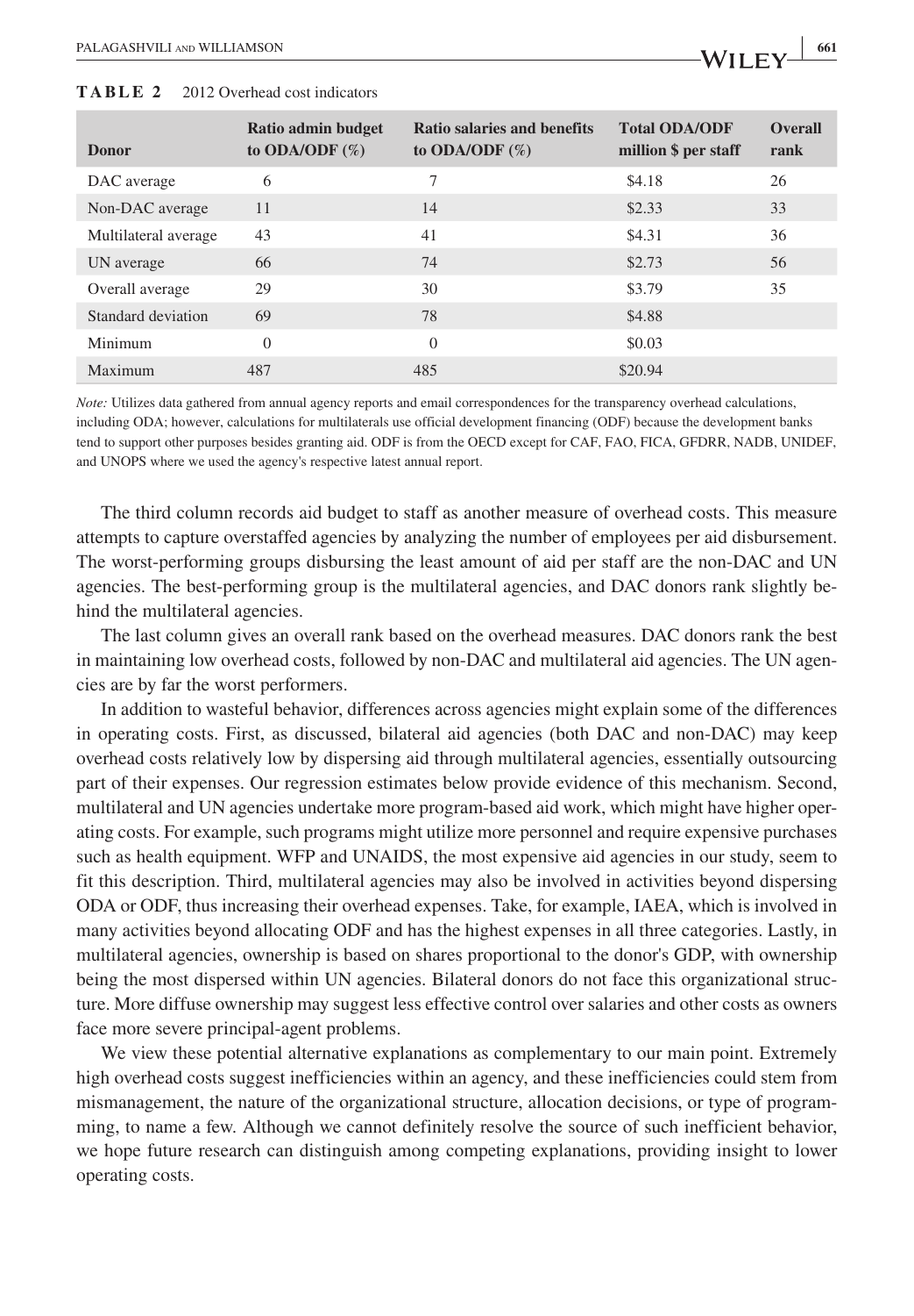**TABLE 2** 2012 Overhead cost indicators

| Donor | Ratio admin budget to ODA/ODF (%) | Ratio salaries and benefits to ODA/ODF (%) | Total ODA/ODF million $ per staff | Overall rank |
|---|---|---|---|---|
| DAC average | 6 | 7 | $4.18 | 26 |
| Non-DAC average | 11 | 14 | $2.33 | 33 |
| Multilateral average | 43 | 41 | $4.31 | 36 |
| UN average | 66 | 74 | $2.73 | 56 |
| Overall average | 29 | 30 | $3.79 | 35 |
| Standard deviation | 69 | 78 | $4.88 | |
| Minimum | 0 | 0 | $0.03 | |
| Maximum | 487 | 485 | $20.94 | |

*Note:* Utilizes data gathered from annual agency reports and email correspondences for the transparency overhead calculations, including ODA; however, calculations for multilaterals use official development financing (ODF) because the development banks tend to support other purposes besides granting aid. ODF is from the OECD except for CAF, FAO, FICA, GFDRR, NADB, UNIDEF, and UNOPS where we used the agency's respective latest annual report.

The third column records aid budget to staff as another measure of overhead costs. This measure attempts to capture overstaffed agencies by analyzing the number of employees per aid disbursement. The worst-performing groups disbursing the least amount of aid per staff are the non-DAC and UN agencies. The best-performing group is the multilateral agencies, and DAC donors rank slightly behind the multilateral agencies.

The last column gives an overall rank based on the overhead measures. DAC donors rank the best in maintaining low overhead costs, followed by non-DAC and multilateral aid agencies. The UN agencies are by far the worst performers.

In addition to wasteful behavior, differences across agencies might explain some of the differences in operating costs. First, as discussed, bilateral aid agencies (both DAC and non-DAC) may keep overhead costs relatively low by dispersing aid through multilateral agencies, essentially outsourcing part of their expenses. Our regression estimates below provide evidence of this mechanism. Second, multilateral and UN agencies undertake more program-based aid work, which might have higher operating costs. For example, such programs might utilize more personnel and require expensive purchases such as health equipment. WFP and UNAIDS, the most expensive aid agencies in our study, seem to fit this description. Third, multilateral agencies may also be involved in activities beyond dispersing ODA or ODF, thus increasing their overhead expenses. Take, for example, IAEA, which is involved in many activities beyond allocating ODF and has the highest expenses in all three categories. Lastly, in multilateral agencies, ownership is based on shares proportional to the donor's GDP, with ownership being the most dispersed within UN agencies. Bilateral donors do not face this organizational structure. More diffuse ownership may suggest less effective control over salaries and other costs as owners face more severe principal-agent problems.

We view these potential alternative explanations as complementary to our main point. Extremely high overhead costs suggest inefficiencies within an agency, and these inefficiencies could stem from mismanagement, the nature of the organizational structure, allocation decisions, or type of programming, to name a few. Although we cannot definitely resolve the source of such inefficient behavior, we hope future research can distinguish among competing explanations, providing insight to lower operating costs.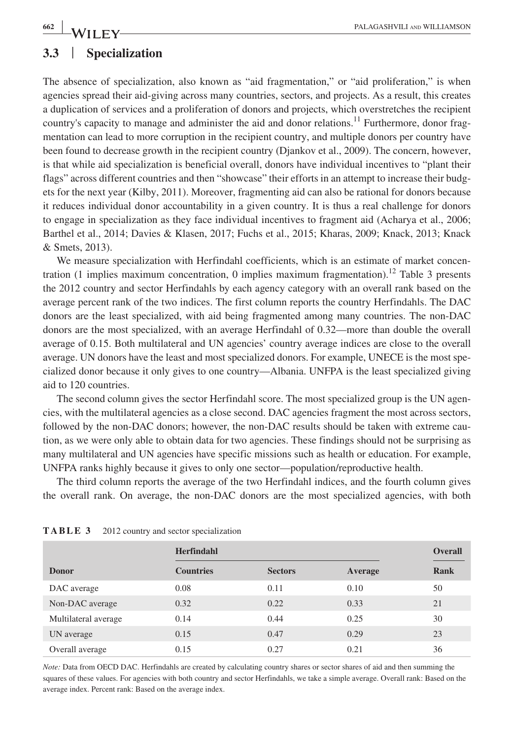## 3.3 | Specialization

The absence of specialization, also known as "aid fragmentation," or "aid proliferation," is when agencies spread their aid-giving across many countries, sectors, and projects. As a result, this creates a duplication of services and a proliferation of donors and projects, which overstretches the recipient country's capacity to manage and administer the aid and donor relations.[11] Furthermore, donor fragmentation can lead to more corruption in the recipient country, and multiple donors per country have been found to decrease growth in the recipient country (Djankov et al., 2009). The concern, however, is that while aid specialization is beneficial overall, donors have individual incentives to "plant their flags" across different countries and then "showcase" their efforts in an attempt to increase their budgets for the next year (Kilby, 2011). Moreover, fragmenting aid can also be rational for donors because it reduces individual donor accountability in a given country. It is thus a real challenge for donors to engage in specialization as they face individual incentives to fragment aid (Acharya et al., 2006; Barthel et al., 2014; Davies & Klasen, 2017; Fuchs et al., 2015; Kharas, 2009; Knack, 2013; Knack & Smets, 2013).

We measure specialization with Herfindahl coefficients, which is an estimate of market concentration (1 implies maximum concentration, 0 implies maximum fragmentation).[12] Table 3 presents the 2012 country and sector Herfindahls by each agency category with an overall rank based on the average percent rank of the two indices. The first column reports the country Herfindahls. The DAC donors are the least specialized, with aid being fragmented among many countries. The non-DAC donors are the most specialized, with an average Herfindahl of 0.32—more than double the overall average of 0.15. Both multilateral and UN agencies' country average indices are close to the overall average. UN donors have the least and most specialized donors. For example, UNECE is the most specialized donor because it only gives to one country—Albania. UNFPA is the least specialized giving aid to 120 countries.

The second column gives the sector Herfindahl score. The most specialized group is the UN agencies, with the multilateral agencies as a close second. DAC agencies fragment the most across sectors, followed by the non-DAC donors; however, the non-DAC results should be taken with extreme caution, as we were only able to obtain data for two agencies. These findings should not be surprising as many multilateral and UN agencies have specific missions such as health or education. For example, UNFPA ranks highly because it gives to only one sector—population/reproductive health.

The third column reports the average of the two Herfindahl indices, and the fourth column gives the overall rank. On average, the non-DAC donors are the most specialized agencies, with both

**TABLE 3** 2012 country and sector specialization

| | Herfindahl | | | Overall |
|---|---|---|---|---|
| **Donor** | **Countries** | **Sectors** | **Average** | **Rank** |
| DAC average | 0.08 | 0.11 | 0.10 | 50 |
| Non-DAC average | 0.32 | 0.22 | 0.33 | 21 |
| Multilateral average | 0.14 | 0.44 | 0.25 | 30 |
| UN average | 0.15 | 0.47 | 0.29 | 23 |
| Overall average | 0.15 | 0.27 | 0.21 | 36 |

*Note:* Data from OECD DAC. Herfindahls are created by calculating country shares or sector shares of aid and then summing the squares of these values. For agencies with both country and sector Herfindahls, we take a simple average. Overall rank: Based on the average index. Percent rank: Based on the average index.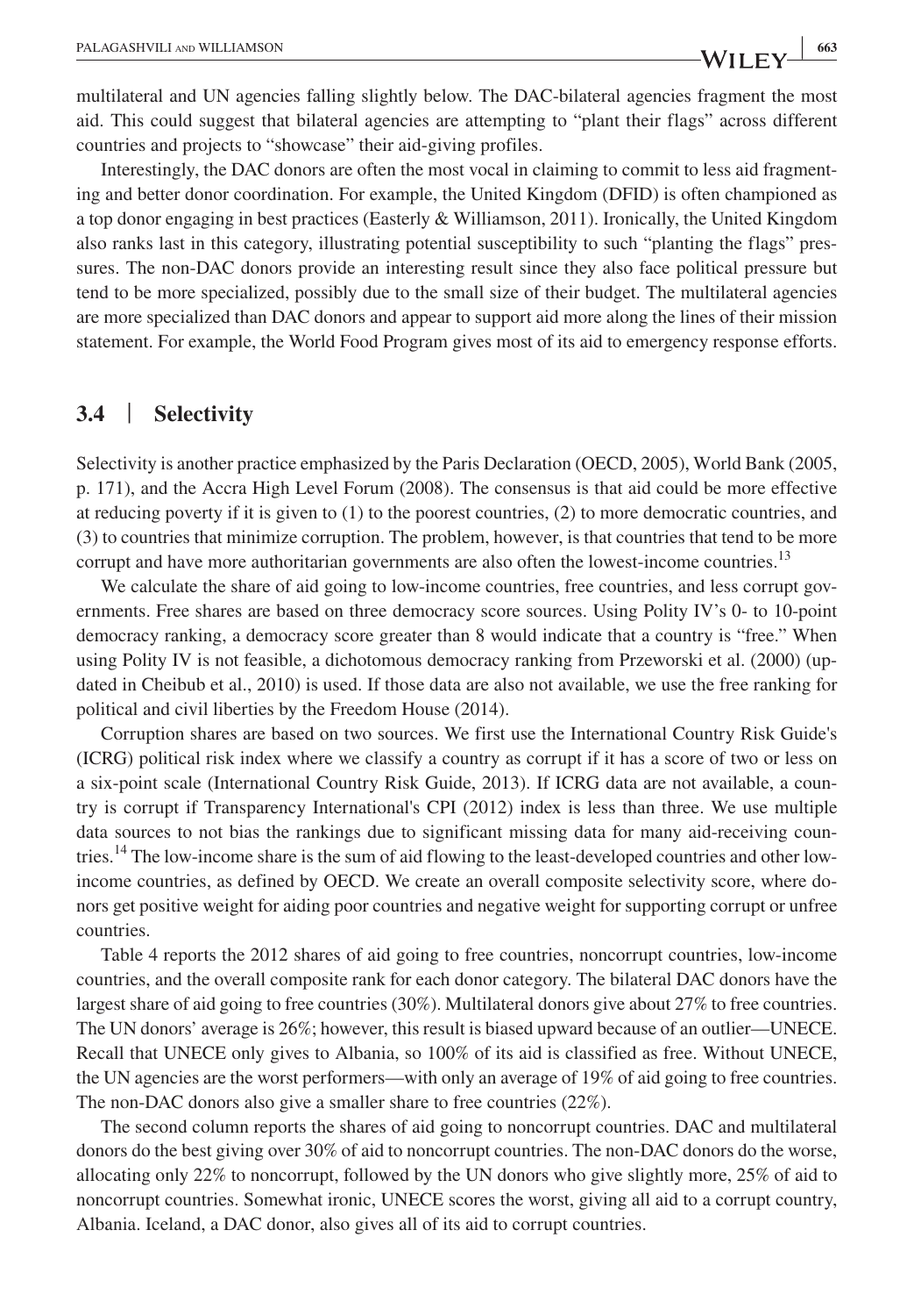multilateral and UN agencies falling slightly below. The DAC-bilateral agencies fragment the most aid. This could suggest that bilateral agencies are attempting to "plant their flags" across different countries and projects to "showcase" their aid-giving profiles.

Interestingly, the DAC donors are often the most vocal in claiming to commit to less aid fragmenting and better donor coordination. For example, the United Kingdom (DFID) is often championed as a top donor engaging in best practices (Easterly & Williamson, 2011). Ironically, the United Kingdom also ranks last in this category, illustrating potential susceptibility to such "planting the flags" pressures. The non-DAC donors provide an interesting result since they also face political pressure but tend to be more specialized, possibly due to the small size of their budget. The multilateral agencies are more specialized than DAC donors and appear to support aid more along the lines of their mission statement. For example, the World Food Program gives most of its aid to emergency response efforts.

## 3.4 | Selectivity

Selectivity is another practice emphasized by the Paris Declaration (OECD, 2005), World Bank (2005, p. 171), and the Accra High Level Forum (2008). The consensus is that aid could be more effective at reducing poverty if it is given to (1) to the poorest countries, (2) to more democratic countries, and (3) to countries that minimize corruption. The problem, however, is that countries that tend to be more corrupt and have more authoritarian governments are also often the lowest-income countries.[13]

We calculate the share of aid going to low-income countries, free countries, and less corrupt governments. Free shares are based on three democracy score sources. Using Polity IV's 0- to 10-point democracy ranking, a democracy score greater than 8 would indicate that a country is "free." When using Polity IV is not feasible, a dichotomous democracy ranking from Przeworski et al. (2000) (updated in Cheibub et al., 2010) is used. If those data are also not available, we use the free ranking for political and civil liberties by the Freedom House (2014).

Corruption shares are based on two sources. We first use the International Country Risk Guide's (ICRG) political risk index where we classify a country as corrupt if it has a score of two or less on a six-point scale (International Country Risk Guide, 2013). If ICRG data are not available, a country is corrupt if Transparency International's CPI (2012) index is less than three. We use multiple data sources to not bias the rankings due to significant missing data for many aid-receiving countries.[14] The low-income share is the sum of aid flowing to the least-developed countries and other low-income countries, as defined by OECD. We create an overall composite selectivity score, where donors get positive weight for aiding poor countries and negative weight for supporting corrupt or unfree countries.

Table 4 reports the 2012 shares of aid going to free countries, noncorrupt countries, low-income countries, and the overall composite rank for each donor category. The bilateral DAC donors have the largest share of aid going to free countries (30%). Multilateral donors give about 27% to free countries. The UN donors' average is 26%; however, this result is biased upward because of an outlier—UNECE. Recall that UNECE only gives to Albania, so 100% of its aid is classified as free. Without UNECE, the UN agencies are the worst performers—with only an average of 19% of aid going to free countries. The non-DAC donors also give a smaller share to free countries (22%).

The second column reports the shares of aid going to noncorrupt countries. DAC and multilateral donors do the best giving over 30% of aid to noncorrupt countries. The non-DAC donors do the worse, allocating only 22% to noncorrupt, followed by the UN donors who give slightly more, 25% of aid to noncorrupt countries. Somewhat ironic, UNECE scores the worst, giving all aid to a corrupt country, Albania. Iceland, a DAC donor, also gives all of its aid to corrupt countries.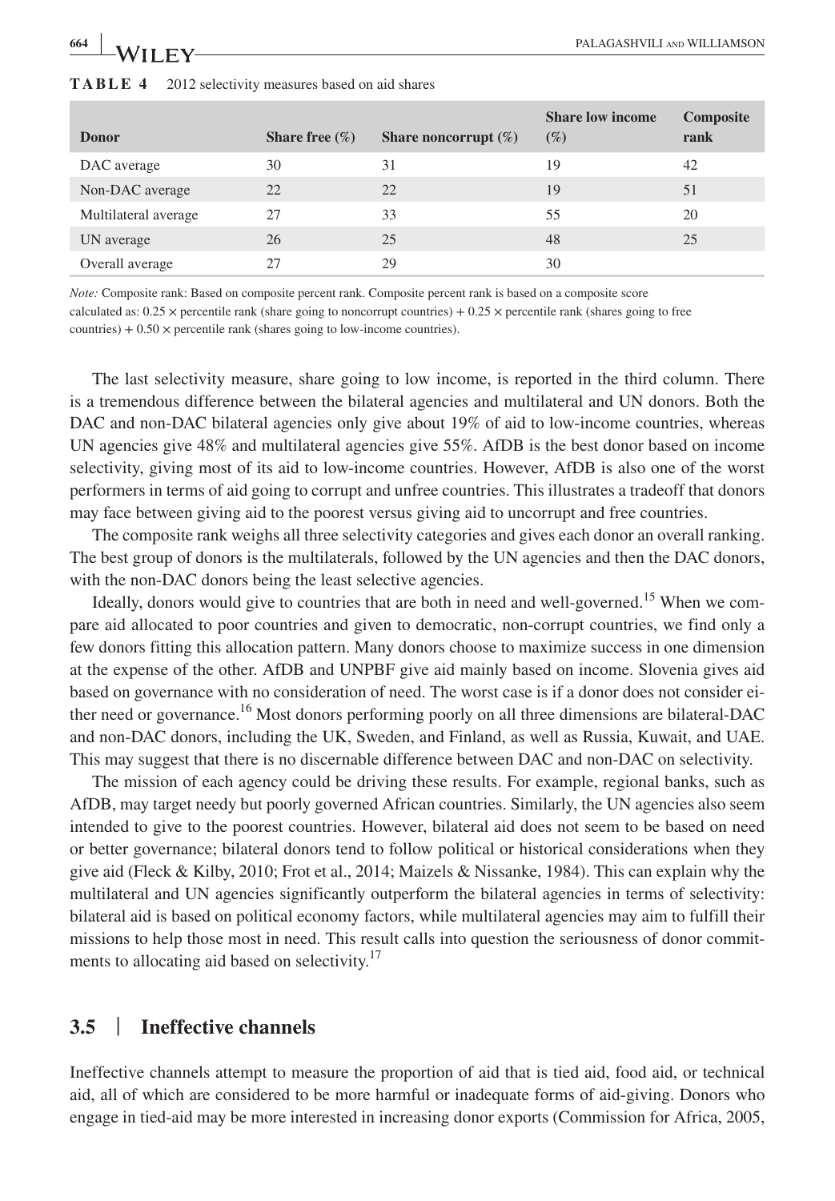**TABLE 4** 2012 selectivity measures based on aid shares

| Donor | Share free (%) | Share noncorrupt (%) | Share low income (%) | Composite rank |
|---|---|---|---|---|
| DAC average | 30 | 31 | 19 | 42 |
| Non-DAC average | 22 | 22 | 19 | 51 |
| Multilateral average | 27 | 33 | 55 | 20 |
| UN average | 26 | 25 | 48 | 25 |
| Overall average | 27 | 29 | 30 | |

*Note:* Composite rank: Based on composite percent rank. Composite percent rank is based on a composite score calculated as: $0.25 \times$ percentile rank (share going to noncorrupt countries) $+ 0.25 \times$ percentile rank (shares going to free countries) $+ 0.50 \times$ percentile rank (shares going to low-income countries).

The last selectivity measure, share going to low income, is reported in the third column. There is a tremendous difference between the bilateral agencies and multilateral and UN donors. Both the DAC and non-DAC bilateral agencies only give about 19% of aid to low-income countries, whereas UN agencies give 48% and multilateral agencies give 55%. AfDB is the best donor based on income selectivity, giving most of its aid to low-income countries. However, AfDB is also one of the worst performers in terms of aid going to corrupt and unfree countries. This illustrates a tradeoff that donors may face between giving aid to the poorest versus giving aid to uncorrupt and free countries.

The composite rank weighs all three selectivity categories and gives each donor an overall ranking. The best group of donors is the multilaterals, followed by the UN agencies and then the DAC donors, with the non-DAC donors being the least selective agencies.

Ideally, donors would give to countries that are both in need and well-governed.[15] When we compare aid allocated to poor countries and given to democratic, non-corrupt countries, we find only a few donors fitting this allocation pattern. Many donors choose to maximize success in one dimension at the expense of the other. AfDB and UNPBF give aid mainly based on income. Slovenia gives aid based on governance with no consideration of need. The worst case is if a donor does not consider either need or governance.[16] Most donors performing poorly on all three dimensions are bilateral-DAC and non-DAC donors, including the UK, Sweden, and Finland, as well as Russia, Kuwait, and UAE. This may suggest that there is no discernable difference between DAC and non-DAC on selectivity.

The mission of each agency could be driving these results. For example, regional banks, such as AfDB, may target needy but poorly governed African countries. Similarly, the UN agencies also seem intended to give to the poorest countries. However, bilateral aid does not seem to be based on need or better governance; bilateral donors tend to follow political or historical considerations when they give aid (Fleck & Kilby, 2010; Frot et al., 2014; Maizels & Nissanke, 1984). This can explain why the multilateral and UN agencies significantly outperform the bilateral agencies in terms of selectivity: bilateral aid is based on political economy factors, while multilateral agencies may aim to fulfill their missions to help those most in need. This result calls into question the seriousness of donor commitments to allocating aid based on selectivity.[17]

## 3.5 | Ineffective channels

Ineffective channels attempt to measure the proportion of aid that is tied aid, food aid, or technical aid, all of which are considered to be more harmful or inadequate forms of aid-giving. Donors who engage in tied-aid may be more interested in increasing donor exports (Commission for Africa, 2005,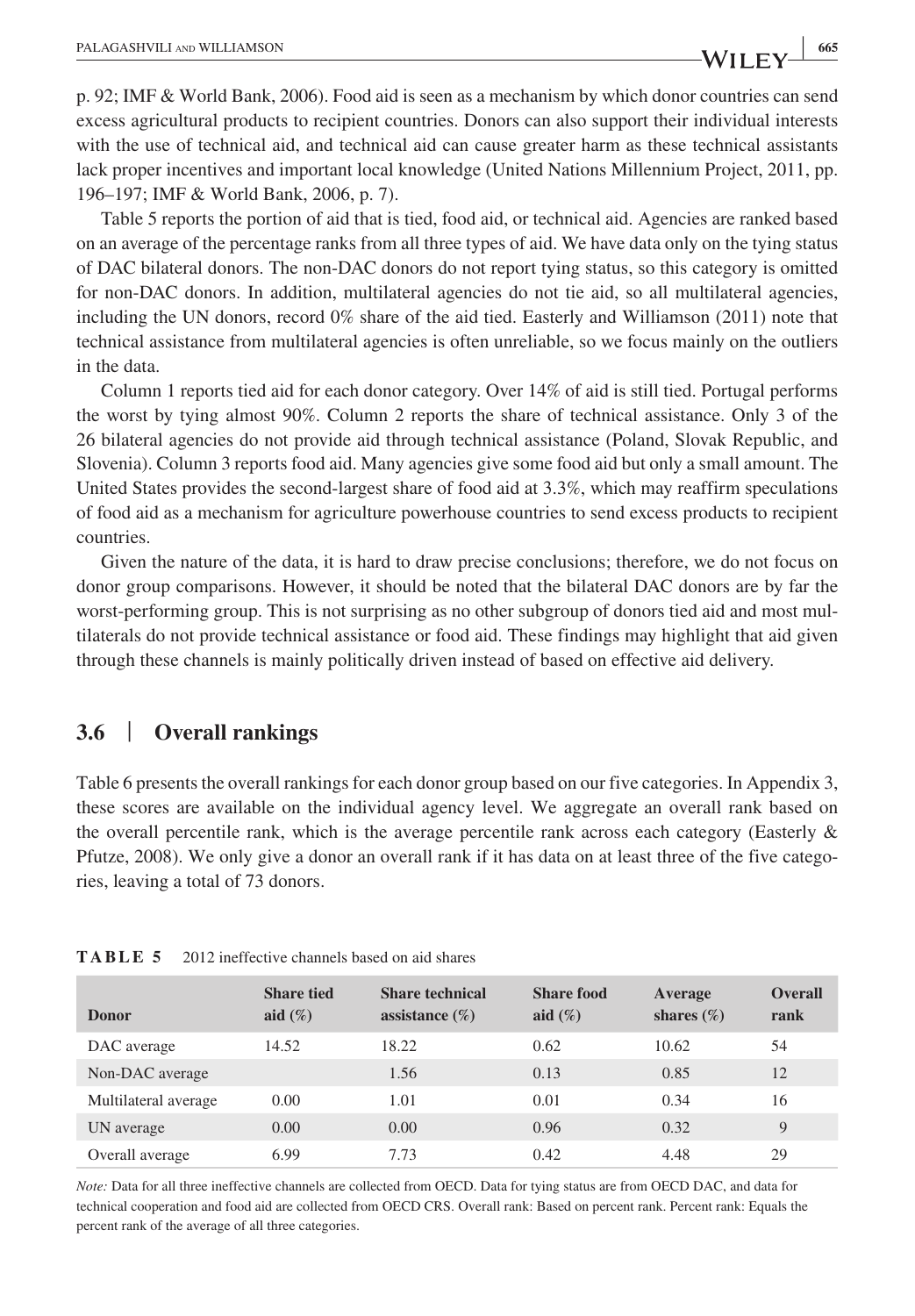p. 92; IMF & World Bank, 2006). Food aid is seen as a mechanism by which donor countries can send excess agricultural products to recipient countries. Donors can also support their individual interests with the use of technical aid, and technical aid can cause greater harm as these technical assistants lack proper incentives and important local knowledge (United Nations Millennium Project, 2011, pp. 196–197; IMF & World Bank, 2006, p. 7).

Table 5 reports the portion of aid that is tied, food aid, or technical aid. Agencies are ranked based on an average of the percentage ranks from all three types of aid. We have data only on the tying status of DAC bilateral donors. The non-DAC donors do not report tying status, so this category is omitted for non-DAC donors. In addition, multilateral agencies do not tie aid, so all multilateral agencies, including the UN donors, record 0% share of the aid tied. Easterly and Williamson (2011) note that technical assistance from multilateral agencies is often unreliable, so we focus mainly on the outliers in the data.

Column 1 reports tied aid for each donor category. Over 14% of aid is still tied. Portugal performs the worst by tying almost 90%. Column 2 reports the share of technical assistance. Only 3 of the 26 bilateral agencies do not provide aid through technical assistance (Poland, Slovak Republic, and Slovenia). Column 3 reports food aid. Many agencies give some food aid but only a small amount. The United States provides the second-largest share of food aid at 3.3%, which may reaffirm speculations of food aid as a mechanism for agriculture powerhouse countries to send excess products to recipient countries.

Given the nature of the data, it is hard to draw precise conclusions; therefore, we do not focus on donor group comparisons. However, it should be noted that the bilateral DAC donors are by far the worst-performing group. This is not surprising as no other subgroup of donors tied aid and most multilaterals do not provide technical assistance or food aid. These findings may highlight that aid given through these channels is mainly politically driven instead of based on effective aid delivery.

## 3.6 | Overall rankings

Table 6 presents the overall rankings for each donor group based on our five categories. In Appendix 3, these scores are available on the individual agency level. We aggregate an overall rank based on the overall percentile rank, which is the average percentile rank across each category (Easterly & Pfutze, 2008). We only give a donor an overall rank if it has data on at least three of the five categories, leaving a total of 73 donors.

**TABLE 5** 2012 ineffective channels based on aid shares

| Donor | Share tied aid (%) | Share technical assistance (%) | Share food aid (%) | Average shares (%) | Overall rank |
|---|---|---|---|---|---|
| DAC average | 14.52 | 18.22 | 0.62 | 10.62 | 54 |
| Non-DAC average | | 1.56 | 0.13 | 0.85 | 12 |
| Multilateral average | 0.00 | 1.01 | 0.01 | 0.34 | 16 |
| UN average | 0.00 | 0.00 | 0.96 | 0.32 | 9 |
| Overall average | 6.99 | 7.73 | 0.42 | 4.48 | 29 |

*Note:* Data for all three ineffective channels are collected from OECD. Data for tying status are from OECD DAC, and data for technical cooperation and food aid are collected from OECD CRS. Overall rank: Based on percent rank. Percent rank: Equals the percent rank of the average of all three categories.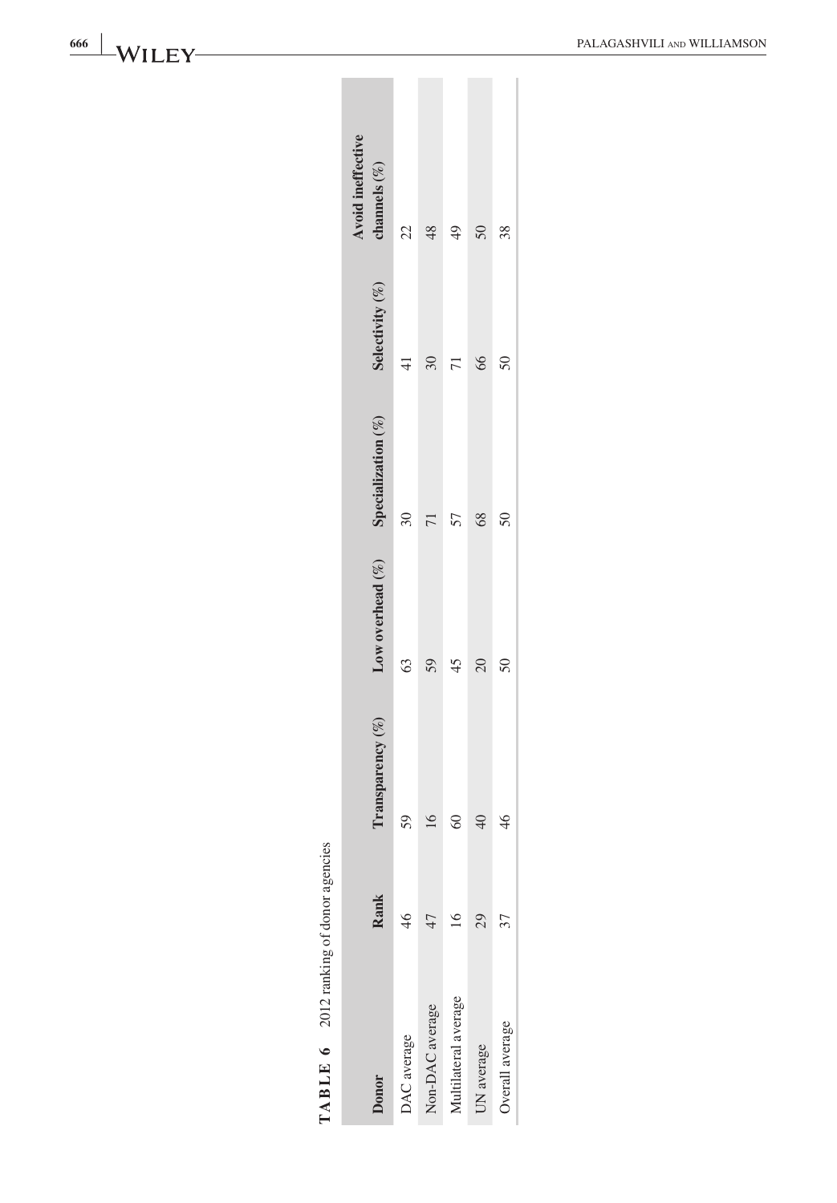**TABLE 6** 2012 ranking of donor agencies

| Donor | Rank | Transparency (%) | Low overhead (%) | Specialization (%) | Selectivity (%) | Avoid ineffective channels (%) |
|---|---|---|---|---|---|---|
| DAC average | 46 | 59 | 63 | 30 | 41 | 22 |
| Non-DAC average | 47 | 16 | 59 | 71 | 30 | 48 |
| Multilateral average | 16 | 60 | 45 | 57 | 71 | 49 |
| UN average | 29 | 40 | 20 | 68 | 66 | 50 |
| Overall average | 37 | 46 | 50 | 50 | 50 | 38 |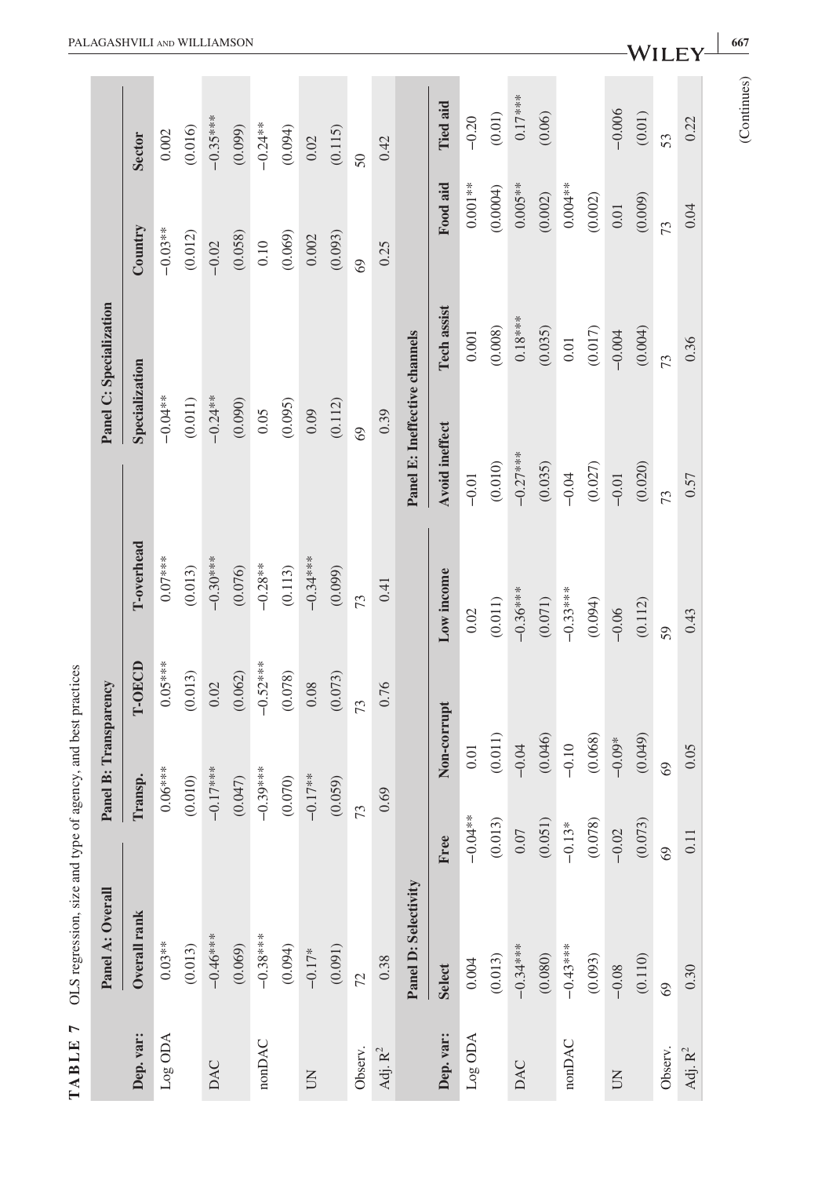**TABLE 7** OLS regression, size and type of agency, and best practices

| | Panel A: Overall | Panel B: Transparency | | | Panel C: Specialization | | |
|---|---|---|---|---|---|---|---|
| Dep. var: | Overall rank | Transp. | T-OECD | T-overhead | Specialization | Country | Sector |
| Log ODA | 0.03** | 0.06*** | 0.05*** | 0.07*** | −0.04** | −0.03** | 0.002 |
| | (0.013) | (0.010) | (0.013) | (0.013) | (0.011) | (0.012) | (0.016) |
| DAC | −0.46*** | −0.17*** | 0.02 | −0.30*** | −0.24** | −0.02 | −0.35*** |
| | (0.069) | (0.047) | (0.062) | (0.076) | (0.090) | (0.058) | (0.099) |
| nonDAC | −0.38*** | −0.39*** | −0.52*** | −0.28** | 0.05 | 0.10 | −0.24** |
| | (0.094) | (0.070) | (0.078) | (0.113) | (0.095) | (0.069) | (0.094) |
| UN | −0.17* | −0.17** | 0.08 | −0.34*** | 0.09 | 0.002 | 0.02 |
| | (0.091) | (0.059) | (0.073) | (0.099) | (0.112) | (0.093) | (0.115) |
| Observ. | 72 | 73 | 73 | 73 | 69 | 69 | 50 |
| Adj. $R^2$ | 0.38 | 0.69 | 0.76 | 0.41 | 0.39 | 0.25 | 0.42 |

| | Panel D: Selectivity | | | | Panel E: Ineffective channels | | | |
|---|---|---|---|---|---|---|---|---|
| Dep. var: | Select | Free | Non-corrupt | Low income | Avoid ineffect | Tech assist | Food aid | Tied aid |
| Log ODA | 0.004 | −0.04** | 0.01 | 0.02 | −0.01 | 0.001 | 0.001** | −0.20 |
| | (0.013) | (0.013) | (0.011) | (0.011) | (0.010) | (0.008) | (0.0004) | (0.01) |
| DAC | −0.34*** | 0.07 | −0.04 | −0.36*** | −0.27*** | 0.18*** | 0.005** | 0.17*** |
| | (0.080) | (0.051) | (0.046) | (0.071) | (0.035) | (0.035) | (0.002) | (0.06) |
| nonDAC | −0.43*** | −0.13* | −0.10 | −0.33*** | −0.04 | 0.01 | 0.004** | |
| | (0.093) | (0.078) | (0.068) | (0.094) | (0.027) | (0.017) | (0.002) | |
| UN | −0.08 | −0.02 | −0.09* | −0.06 | −0.01 | −0.004 | 0.01 | −0.006 |
| | (0.110) | (0.073) | (0.049) | (0.112) | (0.020) | (0.004) | (0.009) | (0.01) |
| Observ. | 69 | 69 | 69 | 59 | 73 | 73 | 73 | 53 |
| Adj. $R^2$ | 0.30 | 0.11 | 0.05 | 0.43 | 0.57 | 0.36 | 0.04 | 0.22 |

(Continues)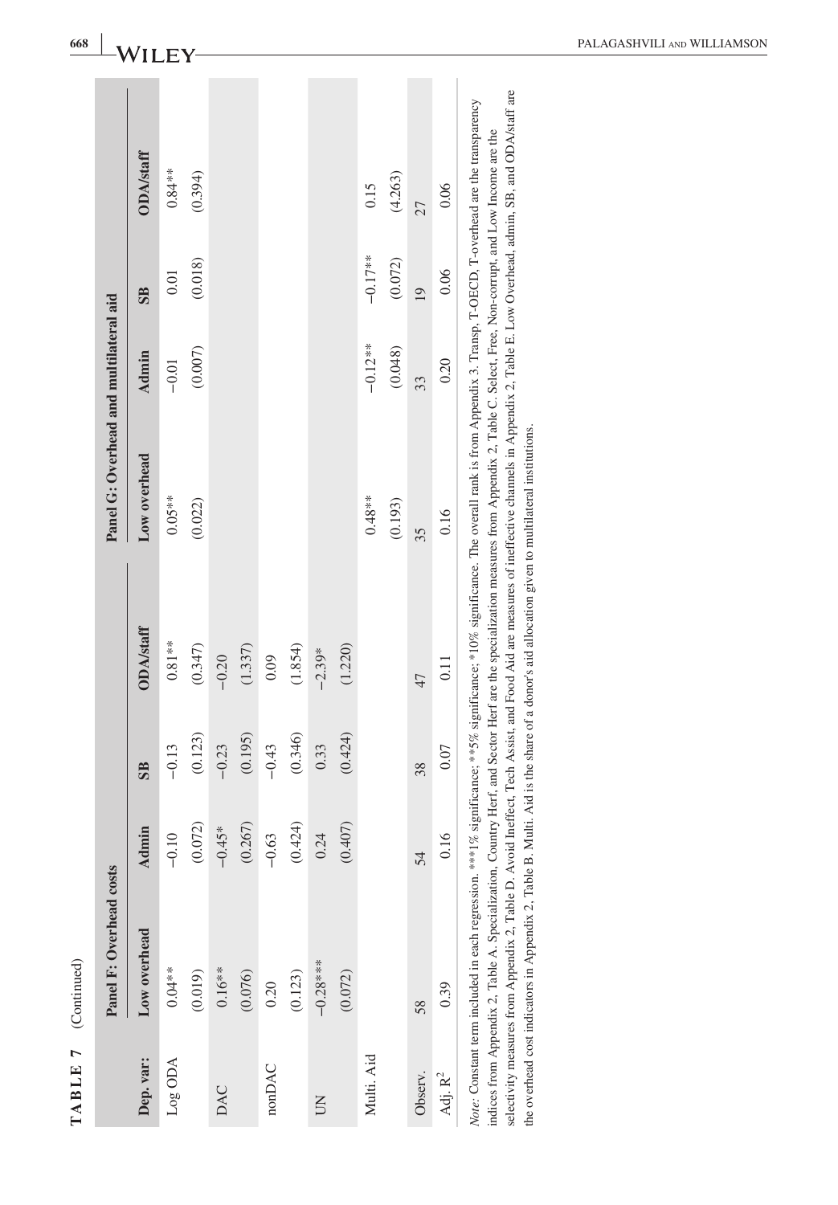**TABLE 7** (Continued)

| Dep. var: | Panel F: Overhead costs | | | | Panel G: Overhead and multilateral aid | | | |
|---|---|---|---|---|---|---|---|---|
| | Low overhead | Admin | SB | ODA/staff | Low overhead | Admin | SB | ODA/staff |
| Log ODA | 0.04** | −0.10 | −0.13 | 0.81** | 0.05** | −0.01 | 0.01 | 0.84** |
| | (0.019) | (0.072) | (0.123) | (0.347) | (0.022) | (0.007) | (0.018) | (0.394) |
| DAC | 0.16** | −0.45* | −0.23 | −0.20 | | | | |
| | (0.076) | (0.267) | (0.195) | (1.337) | | | | |
| nonDAC | 0.20 | −0.63 | −0.43 | 0.09 | | | | |
| | (0.123) | (0.424) | (0.346) | (1.854) | | | | |
| UN | −0.28*** | 0.24 | 0.33 | −2.39* | | | | |
| | (0.072) | (0.407) | (0.424) | (1.220) | | | | |
| Multi. Aid | | | | | 0.48** | −0.12** | −0.17** | 0.15 |
| | | | | | (0.193) | (0.048) | (0.072) | (4.263) |
| Observ. | 58 | 54 | 38 | 47 | 35 | 33 | 19 | 27 |
| Adj. $R^2$ | 0.39 | 0.16 | 0.07 | 0.11 | 0.16 | 0.20 | 0.06 | 0.06 |

*Note*: Constant term included in each regression. ***1% significance; **5% significance; *10% significance. The overall rank is from Appendix 3. Transp, T-OECD, T-overhead are the transparency indices from Appendix 2, Table A. Specialization, Country Herf, and Sector Herf are the specialization measures from Appendix 2, Table C. Select, Free, Non-corrupt, and Low Income are the selectivity measures from Appendix 2, Table D. Avoid Ineffect, Tech Assist, and Food Aid are measures of ineffective channels in Appendix 2, Table E. Low Overhead, admin, SB, and ODA/staff are the overhead cost indicators in Appendix 2, Table B. Multi. Aid is the share of a donor's aid allocation given to multilateral institutions.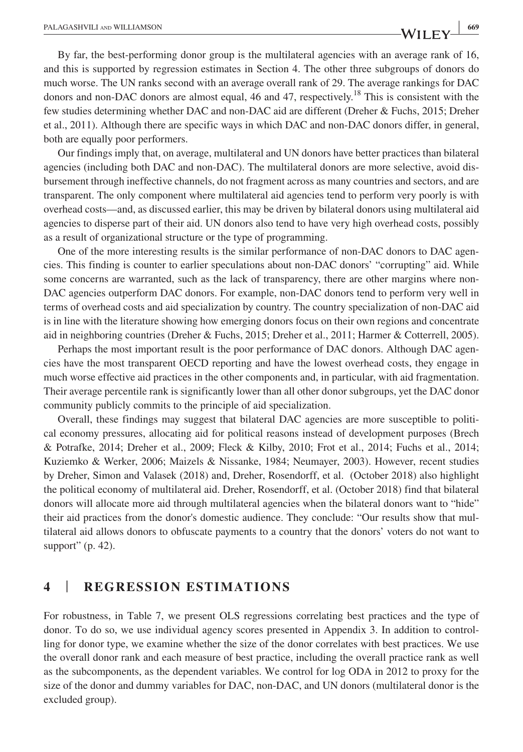By far, the best-performing donor group is the multilateral agencies with an average rank of 16, and this is supported by regression estimates in Section 4. The other three subgroups of donors do much worse. The UN ranks second with an average overall rank of 29. The average rankings for DAC donors and non-DAC donors are almost equal, 46 and 47, respectively.[18] This is consistent with the few studies determining whether DAC and non-DAC aid are different (Dreher & Fuchs, 2015; Dreher et al., 2011). Although there are specific ways in which DAC and non-DAC donors differ, in general, both are equally poor performers.

Our findings imply that, on average, multilateral and UN donors have better practices than bilateral agencies (including both DAC and non-DAC). The multilateral donors are more selective, avoid disbursement through ineffective channels, do not fragment across as many countries and sectors, and are transparent. The only component where multilateral aid agencies tend to perform very poorly is with overhead costs—and, as discussed earlier, this may be driven by bilateral donors using multilateral aid agencies to disperse part of their aid. UN donors also tend to have very high overhead costs, possibly as a result of organizational structure or the type of programming.

One of the more interesting results is the similar performance of non-DAC donors to DAC agencies. This finding is counter to earlier speculations about non-DAC donors' "corrupting" aid. While some concerns are warranted, such as the lack of transparency, there are other margins where non-DAC agencies outperform DAC donors. For example, non-DAC donors tend to perform very well in terms of overhead costs and aid specialization by country. The country specialization of non-DAC aid is in line with the literature showing how emerging donors focus on their own regions and concentrate aid in neighboring countries (Dreher & Fuchs, 2015; Dreher et al., 2011; Harmer & Cotterrell, 2005).

Perhaps the most important result is the poor performance of DAC donors. Although DAC agencies have the most transparent OECD reporting and have the lowest overhead costs, they engage in much worse effective aid practices in the other components and, in particular, with aid fragmentation. Their average percentile rank is significantly lower than all other donor subgroups, yet the DAC donor community publicly commits to the principle of aid specialization.

Overall, these findings may suggest that bilateral DAC agencies are more susceptible to political economy pressures, allocating aid for political reasons instead of development purposes (Brech & Potrafke, 2014; Dreher et al., 2009; Fleck & Kilby, 2010; Frot et al., 2014; Fuchs et al., 2014; Kuziemko & Werker, 2006; Maizels & Nissanke, 1984; Neumayer, 2003). However, recent studies by Dreher, Simon and Valasek (2018) and, Dreher, Rosendorff, et al. (October 2018) also highlight the political economy of multilateral aid. Dreher, Rosendorff, et al. (October 2018) find that bilateral donors will allocate more aid through multilateral agencies when the bilateral donors want to "hide" their aid practices from the donor's domestic audience. They conclude: "Our results show that multilateral aid allows donors to obfuscate payments to a country that the donors' voters do not want to support" (p. 42).

## 4 | REGRESSION ESTIMATIONS

For robustness, in Table 7, we present OLS regressions correlating best practices and the type of donor. To do so, we use individual agency scores presented in Appendix 3. In addition to controlling for donor type, we examine whether the size of the donor correlates with best practices. We use the overall donor rank and each measure of best practice, including the overall practice rank as well as the subcomponents, as the dependent variables. We control for log ODA in 2012 to proxy for the size of the donor and dummy variables for DAC, non-DAC, and UN donors (multilateral donor is the excluded group).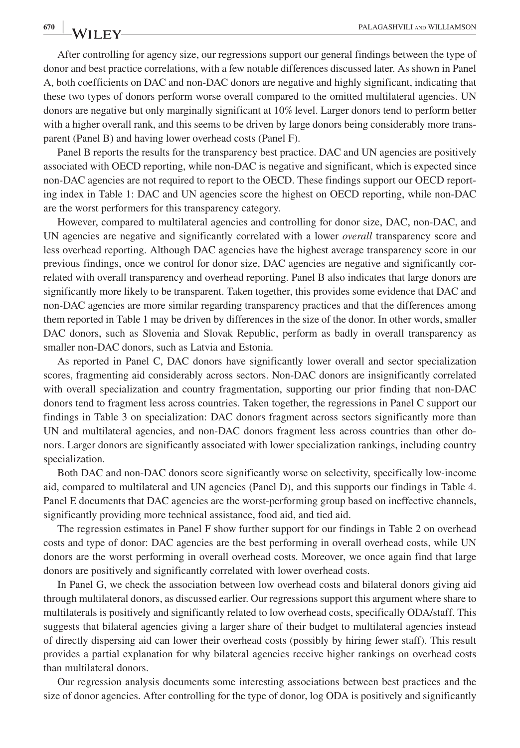After controlling for agency size, our regressions support our general findings between the type of donor and best practice correlations, with a few notable differences discussed later. As shown in Panel A, both coefficients on DAC and non-DAC donors are negative and highly significant, indicating that these two types of donors perform worse overall compared to the omitted multilateral agencies. UN donors are negative but only marginally significant at 10% level. Larger donors tend to perform better with a higher overall rank, and this seems to be driven by large donors being considerably more transparent (Panel B) and having lower overhead costs (Panel F).

Panel B reports the results for the transparency best practice. DAC and UN agencies are positively associated with OECD reporting, while non-DAC is negative and significant, which is expected since non-DAC agencies are not required to report to the OECD. These findings support our OECD reporting index in Table 1: DAC and UN agencies score the highest on OECD reporting, while non-DAC are the worst performers for this transparency category.

However, compared to multilateral agencies and controlling for donor size, DAC, non-DAC, and UN agencies are negative and significantly correlated with a lower *overall* transparency score and less overhead reporting. Although DAC agencies have the highest average transparency score in our previous findings, once we control for donor size, DAC agencies are negative and significantly correlated with overall transparency and overhead reporting. Panel B also indicates that large donors are significantly more likely to be transparent. Taken together, this provides some evidence that DAC and non-DAC agencies are more similar regarding transparency practices and that the differences among them reported in Table 1 may be driven by differences in the size of the donor. In other words, smaller DAC donors, such as Slovenia and Slovak Republic, perform as badly in overall transparency as smaller non-DAC donors, such as Latvia and Estonia.

As reported in Panel C, DAC donors have significantly lower overall and sector specialization scores, fragmenting aid considerably across sectors. Non-DAC donors are insignificantly correlated with overall specialization and country fragmentation, supporting our prior finding that non-DAC donors tend to fragment less across countries. Taken together, the regressions in Panel C support our findings in Table 3 on specialization: DAC donors fragment across sectors significantly more than UN and multilateral agencies, and non-DAC donors fragment less across countries than other donors. Larger donors are significantly associated with lower specialization rankings, including country specialization.

Both DAC and non-DAC donors score significantly worse on selectivity, specifically low-income aid, compared to multilateral and UN agencies (Panel D), and this supports our findings in Table 4. Panel E documents that DAC agencies are the worst-performing group based on ineffective channels, significantly providing more technical assistance, food aid, and tied aid.

The regression estimates in Panel F show further support for our findings in Table 2 on overhead costs and type of donor: DAC agencies are the best performing in overall overhead costs, while UN donors are the worst performing in overall overhead costs. Moreover, we once again find that large donors are positively and significantly correlated with lower overhead costs.

In Panel G, we check the association between low overhead costs and bilateral donors giving aid through multilateral donors, as discussed earlier. Our regressions support this argument where share to multilaterals is positively and significantly related to low overhead costs, specifically ODA/staff. This suggests that bilateral agencies giving a larger share of their budget to multilateral agencies instead of directly dispersing aid can lower their overhead costs (possibly by hiring fewer staff). This result provides a partial explanation for why bilateral agencies receive higher rankings on overhead costs than multilateral donors.

Our regression analysis documents some interesting associations between best practices and the size of donor agencies. After controlling for the type of donor, log ODA is positively and significantly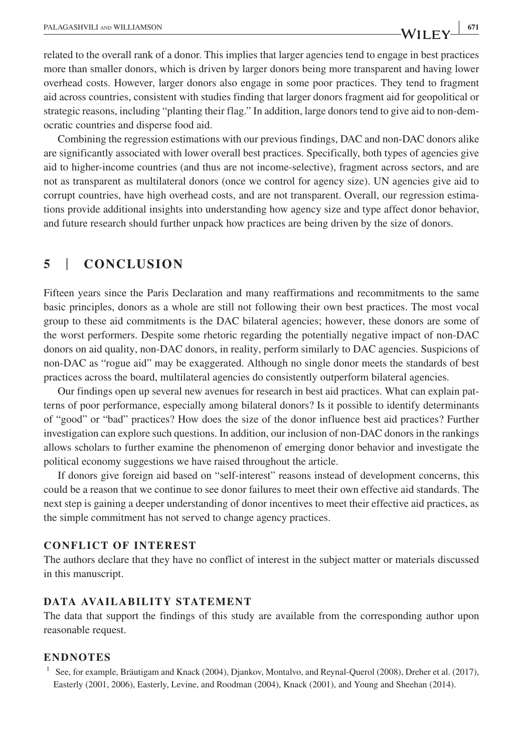related to the overall rank of a donor. This implies that larger agencies tend to engage in best practices more than smaller donors, which is driven by larger donors being more transparent and having lower overhead costs. However, larger donors also engage in some poor practices. They tend to fragment aid across countries, consistent with studies finding that larger donors fragment aid for geopolitical or strategic reasons, including "planting their flag." In addition, large donors tend to give aid to non-democratic countries and disperse food aid.

Combining the regression estimations with our previous findings, DAC and non-DAC donors alike are significantly associated with lower overall best practices. Specifically, both types of agencies give aid to higher-income countries (and thus are not income-selective), fragment across sectors, and are not as transparent as multilateral donors (once we control for agency size). UN agencies give aid to corrupt countries, have high overhead costs, and are not transparent. Overall, our regression estimations provide additional insights into understanding how agency size and type affect donor behavior, and future research should further unpack how practices are being driven by the size of donors.

## 5 | CONCLUSION

Fifteen years since the Paris Declaration and many reaffirmations and recommitments to the same basic principles, donors as a whole are still not following their own best practices. The most vocal group to these aid commitments is the DAC bilateral agencies; however, these donors are some of the worst performers. Despite some rhetoric regarding the potentially negative impact of non-DAC donors on aid quality, non-DAC donors, in reality, perform similarly to DAC agencies. Suspicions of non-DAC as "rogue aid" may be exaggerated. Although no single donor meets the standards of best practices across the board, multilateral agencies do consistently outperform bilateral agencies.

Our findings open up several new avenues for research in best aid practices. What can explain patterns of poor performance, especially among bilateral donors? Is it possible to identify determinants of "good" or "bad" practices? How does the size of the donor influence best aid practices? Further investigation can explore such questions. In addition, our inclusion of non-DAC donors in the rankings allows scholars to further examine the phenomenon of emerging donor behavior and investigate the political economy suggestions we have raised throughout the article.

If donors give foreign aid based on "self-interest" reasons instead of development concerns, this could be a reason that we continue to see donor failures to meet their own effective aid standards. The next step is gaining a deeper understanding of donor incentives to meet their effective aid practices, as the simple commitment has not served to change agency practices.

### CONFLICT OF INTEREST

The authors declare that they have no conflict of interest in the subject matter or materials discussed in this manuscript.

### DATA AVAILABILITY STATEMENT

The data that support the findings of this study are available from the corresponding author upon reasonable request.

### ENDNOTES

[1] See, for example, Bräutigam and Knack (2004), Djankov, Montalvo, and Reynal-Querol (2008), Dreher et al. (2017), Easterly (2001, 2006), Easterly, Levine, and Roodman (2004), Knack (2001), and Young and Sheehan (2014).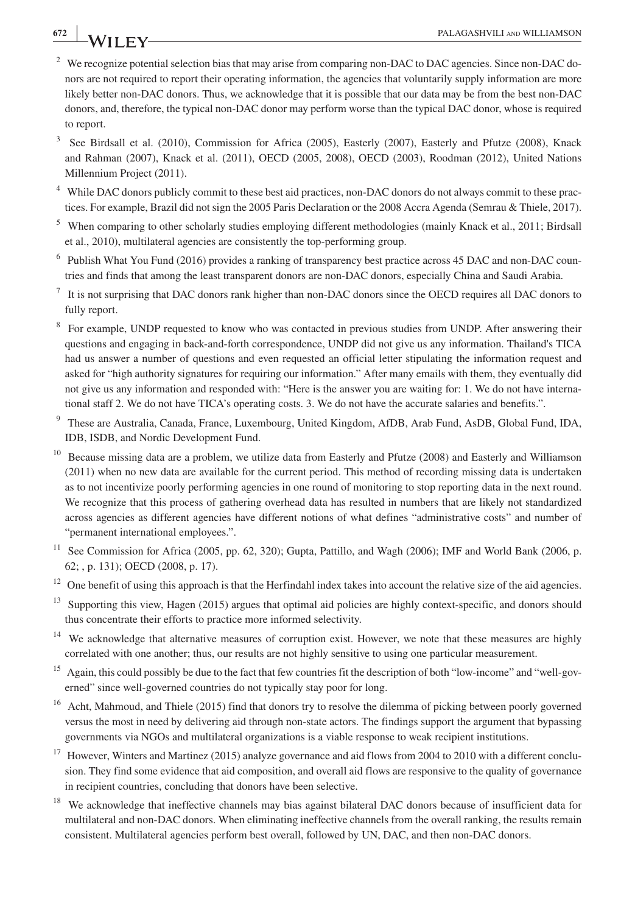[2] We recognize potential selection bias that may arise from comparing non-DAC to DAC agencies. Since non-DAC donors are not required to report their operating information, the agencies that voluntarily supply information are more likely better non-DAC donors. Thus, we acknowledge that it is possible that our data may be from the best non-DAC donors, and, therefore, the typical non-DAC donor may perform worse than the typical DAC donor, whose is required to report.

[3] See Birdsall et al. (2010), Commission for Africa (2005), Easterly (2007), Easterly and Pfutze (2008), Knack and Rahman (2007), Knack et al. (2011), OECD (2005, 2008), OECD (2003), Roodman (2012), United Nations Millennium Project (2011).

[4] While DAC donors publicly commit to these best aid practices, non-DAC donors do not always commit to these practices. For example, Brazil did not sign the 2005 Paris Declaration or the 2008 Accra Agenda (Semrau & Thiele, 2017).

[5] When comparing to other scholarly studies employing different methodologies (mainly Knack et al., 2011; Birdsall et al., 2010), multilateral agencies are consistently the top-performing group.

[6] Publish What You Fund (2016) provides a ranking of transparency best practice across 45 DAC and non-DAC countries and finds that among the least transparent donors are non-DAC donors, especially China and Saudi Arabia.

[7] It is not surprising that DAC donors rank higher than non-DAC donors since the OECD requires all DAC donors to fully report.

[8] For example, UNDP requested to know who was contacted in previous studies from UNDP. After answering their questions and engaging in back-and-forth correspondence, UNDP did not give us any information. Thailand's TICA had us answer a number of questions and even requested an official letter stipulating the information request and asked for "high authority signatures for requiring our information." After many emails with them, they eventually did not give us any information and responded with: "Here is the answer you are waiting for: 1. We do not have international staff 2. We do not have TICA's operating costs. 3. We do not have the accurate salaries and benefits.".

[9] These are Australia, Canada, France, Luxembourg, United Kingdom, AfDB, Arab Fund, AsDB, Global Fund, IDA, IDB, ISDB, and Nordic Development Fund.

[10] Because missing data are a problem, we utilize data from Easterly and Pfutze (2008) and Easterly and Williamson (2011) when no new data are available for the current period. This method of recording missing data is undertaken as to not incentivize poorly performing agencies in one round of monitoring to stop reporting data in the next round. We recognize that this process of gathering overhead data has resulted in numbers that are likely not standardized across agencies as different agencies have different notions of what defines "administrative costs" and number of "permanent international employees.".

[11] See Commission for Africa (2005, pp. 62, 320); Gupta, Pattillo, and Wagh (2006); IMF and World Bank (2006, p. 62; , p. 131); OECD (2008, p. 17).

[12] One benefit of using this approach is that the Herfindahl index takes into account the relative size of the aid agencies.

[13] Supporting this view, Hagen (2015) argues that optimal aid policies are highly context-specific, and donors should thus concentrate their efforts to practice more informed selectivity.

[14] We acknowledge that alternative measures of corruption exist. However, we note that these measures are highly correlated with one another; thus, our results are not highly sensitive to using one particular measurement.

[15] Again, this could possibly be due to the fact that few countries fit the description of both "low-income" and "well-governed" since well-governed countries do not typically stay poor for long.

[16] Acht, Mahmoud, and Thiele (2015) find that donors try to resolve the dilemma of picking between poorly governed versus the most in need by delivering aid through non-state actors. The findings support the argument that bypassing governments via NGOs and multilateral organizations is a viable response to weak recipient institutions.

[17] However, Winters and Martinez (2015) analyze governance and aid flows from 2004 to 2010 with a different conclusion. They find some evidence that aid composition, and overall aid flows are responsive to the quality of governance in recipient countries, concluding that donors have been selective.

[18] We acknowledge that ineffective channels may bias against bilateral DAC donors because of insufficient data for multilateral and non-DAC donors. When eliminating ineffective channels from the overall ranking, the results remain consistent. Multilateral agencies perform best overall, followed by UN, DAC, and then non-DAC donors.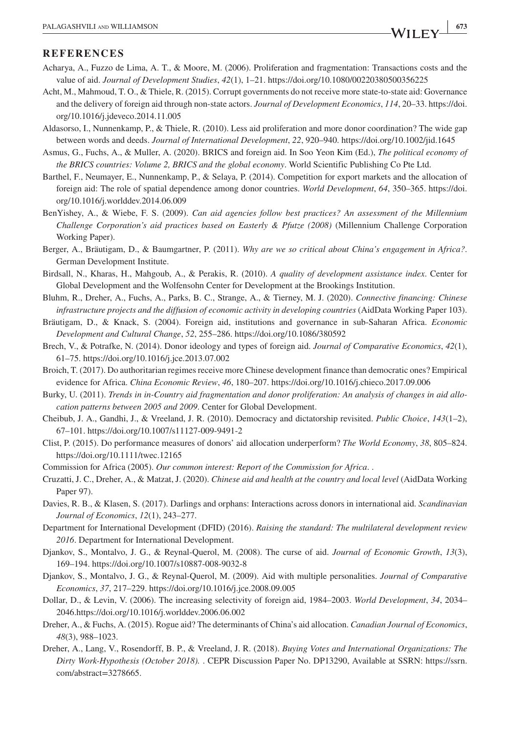## REFERENCES

Acharya, A., Fuzzo de Lima, A. T., & Moore, M. (2006). Proliferation and fragmentation: Transactions costs and the value of aid. *Journal of Development Studies*, *42*(1), 1–21. https://doi.org/10.1080/00220380500356225

Acht, M., Mahmoud, T. O., & Thiele, R. (2015). Corrupt governments do not receive more state-to-state aid: Governance and the delivery of foreign aid through non-state actors. *Journal of Development Economics*, *114*, 20–33. https://doi.org/10.1016/j.jdeveco.2014.11.005

Aldasorso, I., Nunnenkamp, P., & Thiele, R. (2010). Less aid proliferation and more donor coordination? The wide gap between words and deeds. *Journal of International Development*, *22*, 920–940. https://doi.org/10.1002/jid.1645

Asmus, G., Fuchs, A., & Muller, A. (2020). BRICS and foreign aid. In Soo Yeon Kim (Ed.), *The political economy of the BRICS countries: Volume 2, BRICS and the global economy*. World Scientific Publishing Co Pte Ltd.

Barthel, F., Neumayer, E., Nunnenkamp, P., & Selaya, P. (2014). Competition for export markets and the allocation of foreign aid: The role of spatial dependence among donor countries. *World Development*, *64*, 350–365. https://doi.org/10.1016/j.worlddev.2014.06.009

BenYishey, A., & Wiebe, F. S. (2009). *Can aid agencies follow best practices? An assessment of the Millennium Challenge Corporation's aid practices based on Easterly & Pfutze (2008)* (Millennium Challenge Corporation Working Paper).

Berger, A., Bräutigam, D., & Baumgartner, P. (2011). *Why are we so critical about China's engagement in Africa?*. German Development Institute.

Birdsall, N., Kharas, H., Mahgoub, A., & Perakis, R. (2010). *A quality of development assistance index*. Center for Global Development and the Wolfensohn Center for Development at the Brookings Institution.

Bluhm, R., Dreher, A., Fuchs, A., Parks, B. C., Strange, A., & Tierney, M. J. (2020). *Connective financing: Chinese infrastructure projects and the diffusion of economic activity in developing countries* (AidData Working Paper 103).

Bräutigam, D., & Knack, S. (2004). Foreign aid, institutions and governance in sub-Saharan Africa. *Economic Development and Cultural Change*, *52*, 255–286. https://doi.org/10.1086/380592

Brech, V., & Potrafke, N. (2014). Donor ideology and types of foreign aid. *Journal of Comparative Economics*, *42*(1), 61–75. https://doi.org/10.1016/j.jce.2013.07.002

Broich, T. (2017). Do authoritarian regimes receive more Chinese development finance than democratic ones? Empirical evidence for Africa. *China Economic Review*, *46*, 180–207. https://doi.org/10.1016/j.chieco.2017.09.006

Burky, U. (2011). *Trends in in-Country aid fragmentation and donor proliferation: An analysis of changes in aid allocation patterns between 2005 and 2009*. Center for Global Development.

Cheibub, J. A., Gandhi, J., & Vreeland, J. R. (2010). Democracy and dictatorship revisited. *Public Choice*, *143*(1–2), 67–101. https://doi.org/10.1007/s11127-009-9491-2

Clist, P. (2015). Do performance measures of donors' aid allocation underperform? *The World Economy*, *38*, 805–824. https://doi.org/10.1111/twec.12165

Commission for Africa (2005). *Our common interest: Report of the Commission for Africa*. .

Cruzatti, J. C., Dreher, A., & Matzat, J. (2020). *Chinese aid and health at the country and local level* (AidData Working Paper 97).

Davies, R. B., & Klasen, S. (2017). Darlings and orphans: Interactions across donors in international aid. *Scandinavian Journal of Economics*, *12*(1), 243–277.

Department for International Development (DFID) (2016). *Raising the standard: The multilateral development review 2016*. Department for International Development.

Djankov, S., Montalvo, J. G., & Reynal-Querol, M. (2008). The curse of aid. *Journal of Economic Growth*, *13*(3), 169–194. https://doi.org/10.1007/s10887-008-9032-8

Djankov, S., Montalvo, J. G., & Reynal-Querol, M. (2009). Aid with multiple personalities. *Journal of Comparative Economics*, *37*, 217–229. https://doi.org/10.1016/j.jce.2008.09.005

Dollar, D., & Levin, V. (2006). The increasing selectivity of foreign aid, 1984–2003. *World Development*, *34*, 2034–2046.https://doi.org/10.1016/j.worlddev.2006.06.002

Dreher, A., & Fuchs, A. (2015). Rogue aid? The determinants of China's aid allocation. *Canadian Journal of Economics*, *48*(3), 988–1023.

Dreher, A., Lang, V., Rosendorff, B. P., & Vreeland, J. R. (2018). *Buying Votes and International Organizations: The Dirty Work-Hypothesis (October 2018)*. . CEPR Discussion Paper No. DP13290, Available at SSRN: https://ssrn.com/abstract=3278665.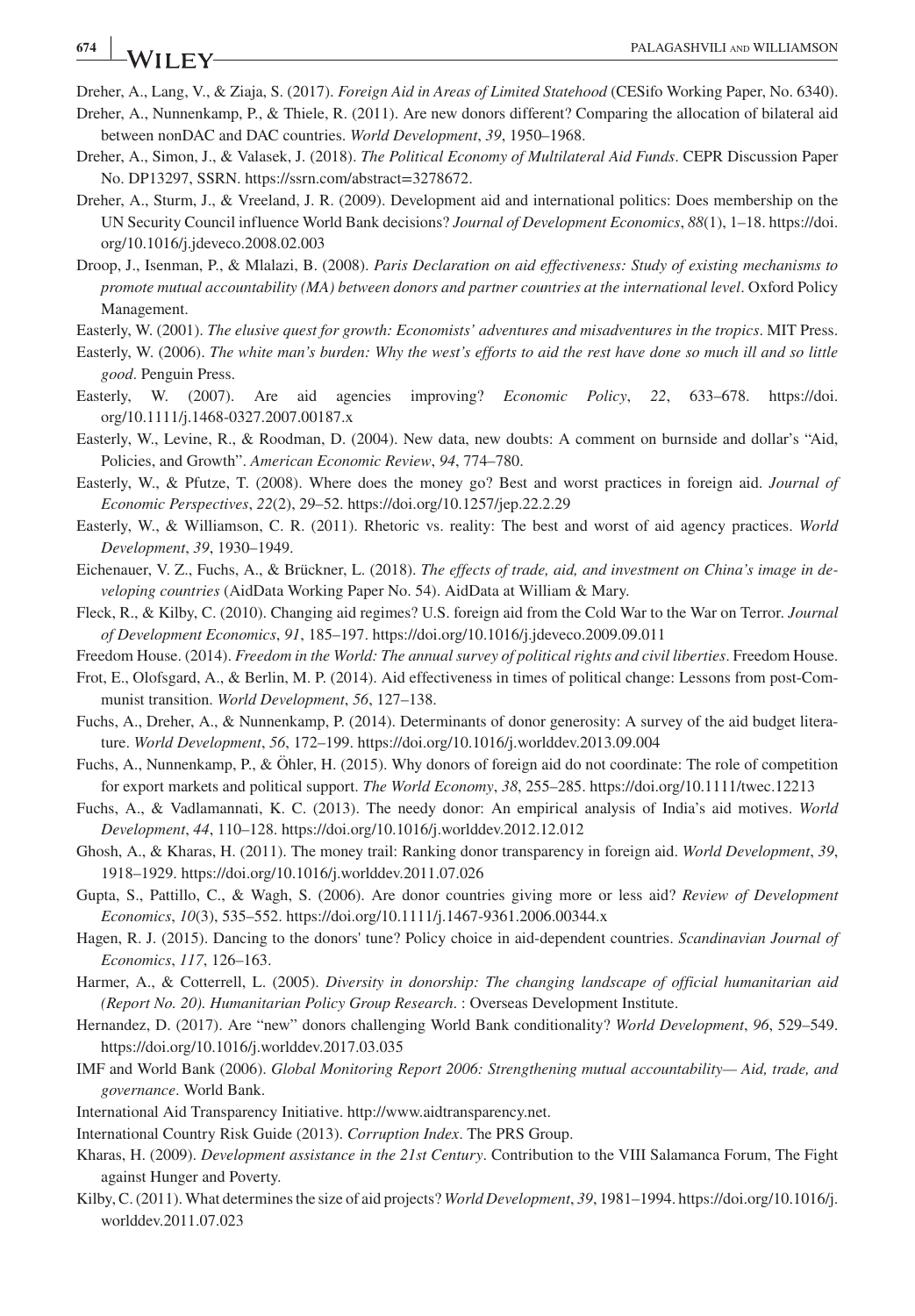Dreher, A., Lang, V., & Ziaja, S. (2017). *Foreign Aid in Areas of Limited Statehood* (CESifo Working Paper, No. 6340).

Dreher, A., Nunnenkamp, P., & Thiele, R. (2011). Are new donors different? Comparing the allocation of bilateral aid between nonDAC and DAC countries. *World Development*, *39*, 1950–1968.

Dreher, A., Simon, J., & Valasek, J. (2018). *The Political Economy of Multilateral Aid Funds*. CEPR Discussion Paper No. DP13297, SSRN. https://ssrn.com/abstract=3278672.

Dreher, A., Sturm, J., & Vreeland, J. R. (2009). Development aid and international politics: Does membership on the UN Security Council influence World Bank decisions? *Journal of Development Economics*, *88*(1), 1–18. https://doi.org/10.1016/j.jdeveco.2008.02.003

Droop, J., Isenman, P., & Mlalazi, B. (2008). *Paris Declaration on aid effectiveness: Study of existing mechanisms to promote mutual accountability (MA) between donors and partner countries at the international level*. Oxford Policy Management.

Easterly, W. (2001). *The elusive quest for growth: Economists' adventures and misadventures in the tropics*. MIT Press.

Easterly, W. (2006). *The white man's burden: Why the west's efforts to aid the rest have done so much ill and so little good*. Penguin Press.

Easterly, W. (2007). Are aid agencies improving? *Economic Policy*, *22*, 633–678. https://doi.org/10.1111/j.1468-0327.2007.00187.x

Easterly, W., Levine, R., & Roodman, D. (2004). New data, new doubts: A comment on burnside and dollar's "Aid, Policies, and Growth". *American Economic Review*, *94*, 774–780.

Easterly, W., & Pfutze, T. (2008). Where does the money go? Best and worst practices in foreign aid. *Journal of Economic Perspectives*, *22*(2), 29–52. https://doi.org/10.1257/jep.22.2.29

Easterly, W., & Williamson, C. R. (2011). Rhetoric vs. reality: The best and worst of aid agency practices. *World Development*, *39*, 1930–1949.

Eichenauer, V. Z., Fuchs, A., & Brückner, L. (2018). *The effects of trade, aid, and investment on China's image in developing countries* (AidData Working Paper No. 54). AidData at William & Mary.

Fleck, R., & Kilby, C. (2010). Changing aid regimes? U.S. foreign aid from the Cold War to the War on Terror. *Journal of Development Economics*, *91*, 185–197. https://doi.org/10.1016/j.jdeveco.2009.09.011

Freedom House. (2014). *Freedom in the World: The annual survey of political rights and civil liberties*. Freedom House.

Frot, E., Olofsgard, A., & Berlin, M. P. (2014). Aid effectiveness in times of political change: Lessons from post-Communist transition. *World Development*, *56*, 127–138.

Fuchs, A., Dreher, A., & Nunnenkamp, P. (2014). Determinants of donor generosity: A survey of the aid budget literature. *World Development*, *56*, 172–199. https://doi.org/10.1016/j.worlddev.2013.09.004

Fuchs, A., Nunnenkamp, P., & Öhler, H. (2015). Why donors of foreign aid do not coordinate: The role of competition for export markets and political support. *The World Economy*, *38*, 255–285. https://doi.org/10.1111/twec.12213

Fuchs, A., & Vadlamannati, K. C. (2013). The needy donor: An empirical analysis of India's aid motives. *World Development*, *44*, 110–128. https://doi.org/10.1016/j.worlddev.2012.12.012

Ghosh, A., & Kharas, H. (2011). The money trail: Ranking donor transparency in foreign aid. *World Development*, *39*, 1918–1929. https://doi.org/10.1016/j.worlddev.2011.07.026

Gupta, S., Pattillo, C., & Wagh, S. (2006). Are donor countries giving more or less aid? *Review of Development Economics*, *10*(3), 535–552. https://doi.org/10.1111/j.1467-9361.2006.00344.x

Hagen, R. J. (2015). Dancing to the donors' tune? Policy choice in aid-dependent countries. *Scandinavian Journal of Economics*, *117*, 126–163.

Harmer, A., & Cotterrell, L. (2005). *Diversity in donorship: The changing landscape of official humanitarian aid (Report No. 20). Humanitarian Policy Group Research*. : Overseas Development Institute.

Hernandez, D. (2017). Are "new" donors challenging World Bank conditionality? *World Development*, *96*, 529–549. https://doi.org/10.1016/j.worlddev.2017.03.035

IMF and World Bank (2006). *Global Monitoring Report 2006: Strengthening mutual accountability— Aid, trade, and governance*. World Bank.

International Aid Transparency Initiative. http://www.aidtransparency.net.

International Country Risk Guide (2013). *Corruption Index*. The PRS Group.

Kharas, H. (2009). *Development assistance in the 21st Century*. Contribution to the VIII Salamanca Forum, The Fight against Hunger and Poverty.

Kilby, C. (2011). What determines the size of aid projects? *World Development*, *39*, 1981–1994. https://doi.org/10.1016/j.worlddev.2011.07.023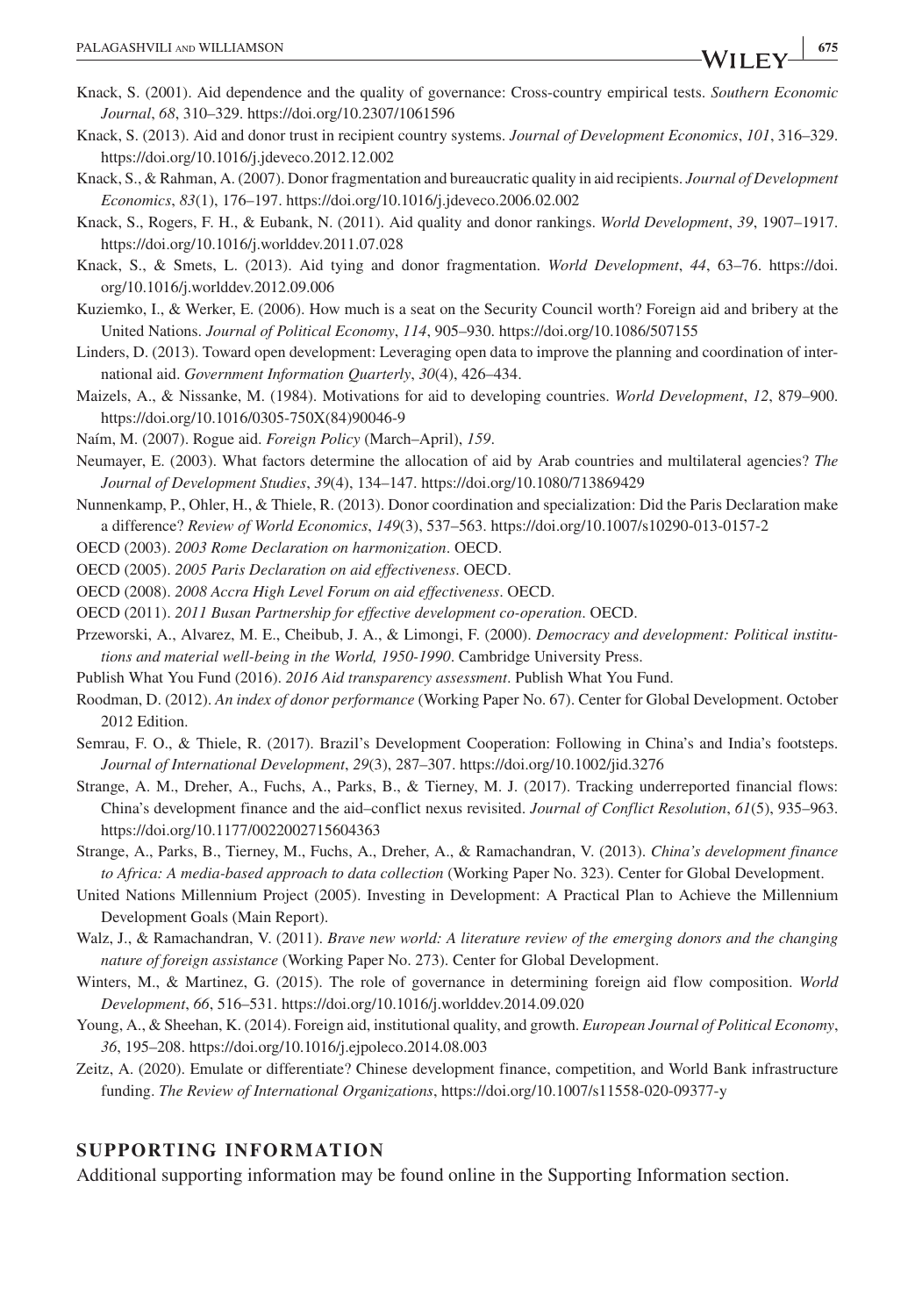Knack, S. (2001). Aid dependence and the quality of governance: Cross-country empirical tests. *Southern Economic Journal*, *68*, 310–329. https://doi.org/10.2307/1061596

Knack, S. (2013). Aid and donor trust in recipient country systems. *Journal of Development Economics*, *101*, 316–329. https://doi.org/10.1016/j.jdeveco.2012.12.002

Knack, S., & Rahman, A. (2007). Donor fragmentation and bureaucratic quality in aid recipients. *Journal of Development Economics*, *83*(1), 176–197. https://doi.org/10.1016/j.jdeveco.2006.02.002

Knack, S., Rogers, F. H., & Eubank, N. (2011). Aid quality and donor rankings. *World Development*, *39*, 1907–1917. https://doi.org/10.1016/j.worlddev.2011.07.028

Knack, S., & Smets, L. (2013). Aid tying and donor fragmentation. *World Development*, *44*, 63–76. https://doi.org/10.1016/j.worlddev.2012.09.006

Kuziemko, I., & Werker, E. (2006). How much is a seat on the Security Council worth? Foreign aid and bribery at the United Nations. *Journal of Political Economy*, *114*, 905–930. https://doi.org/10.1086/507155

Linders, D. (2013). Toward open development: Leveraging open data to improve the planning and coordination of international aid. *Government Information Quarterly*, *30*(4), 426–434.

Maizels, A., & Nissanke, M. (1984). Motivations for aid to developing countries. *World Development*, *12*, 879–900. https://doi.org/10.1016/0305-750X(84)90046-9

Naím, M. (2007). Rogue aid. *Foreign Policy* (March–April), *159*.

Neumayer, E. (2003). What factors determine the allocation of aid by Arab countries and multilateral agencies? *The Journal of Development Studies*, *39*(4), 134–147. https://doi.org/10.1080/713869429

Nunnenkamp, P., Ohler, H., & Thiele, R. (2013). Donor coordination and specialization: Did the Paris Declaration make a difference? *Review of World Economics*, *149*(3), 537–563. https://doi.org/10.1007/s10290-013-0157-2

OECD (2003). *2003 Rome Declaration on harmonization*. OECD.

OECD (2005). *2005 Paris Declaration on aid effectiveness*. OECD.

OECD (2008). *2008 Accra High Level Forum on aid effectiveness*. OECD.

OECD (2011). *2011 Busan Partnership for effective development co-operation*. OECD.

Przeworski, A., Alvarez, M. E., Cheibub, J. A., & Limongi, F. (2000). *Democracy and development: Political institutions and material well-being in the World, 1950-1990*. Cambridge University Press.

Publish What You Fund (2016). *2016 Aid transparency assessment*. Publish What You Fund.

Roodman, D. (2012). *An index of donor performance* (Working Paper No. 67). Center for Global Development. October 2012 Edition.

Semrau, F. O., & Thiele, R. (2017). Brazil's Development Cooperation: Following in China's and India's footsteps. *Journal of International Development*, *29*(3), 287–307. https://doi.org/10.1002/jid.3276

Strange, A. M., Dreher, A., Fuchs, A., Parks, B., & Tierney, M. J. (2017). Tracking underreported financial flows: China's development finance and the aid–conflict nexus revisited. *Journal of Conflict Resolution*, *61*(5), 935–963. https://doi.org/10.1177/0022002715604363

Strange, A., Parks, B., Tierney, M., Fuchs, A., Dreher, A., & Ramachandran, V. (2013). *China's development finance to Africa: A media-based approach to data collection* (Working Paper No. 323). Center for Global Development.

United Nations Millennium Project (2005). Investing in Development: A Practical Plan to Achieve the Millennium Development Goals (Main Report).

Walz, J., & Ramachandran, V. (2011). *Brave new world: A literature review of the emerging donors and the changing nature of foreign assistance* (Working Paper No. 273). Center for Global Development.

Winters, M., & Martinez, G. (2015). The role of governance in determining foreign aid flow composition. *World Development*, *66*, 516–531. https://doi.org/10.1016/j.worlddev.2014.09.020

Young, A., & Sheehan, K. (2014). Foreign aid, institutional quality, and growth. *European Journal of Political Economy*, *36*, 195–208. https://doi.org/10.1016/j.ejpoleco.2014.08.003

Zeitz, A. (2020). Emulate or differentiate? Chinese development finance, competition, and World Bank infrastructure funding. *The Review of International Organizations*, https://doi.org/10.1007/s11558-020-09377-y

## SUPPORTING INFORMATION

Additional supporting information may be found online in the Supporting Information section.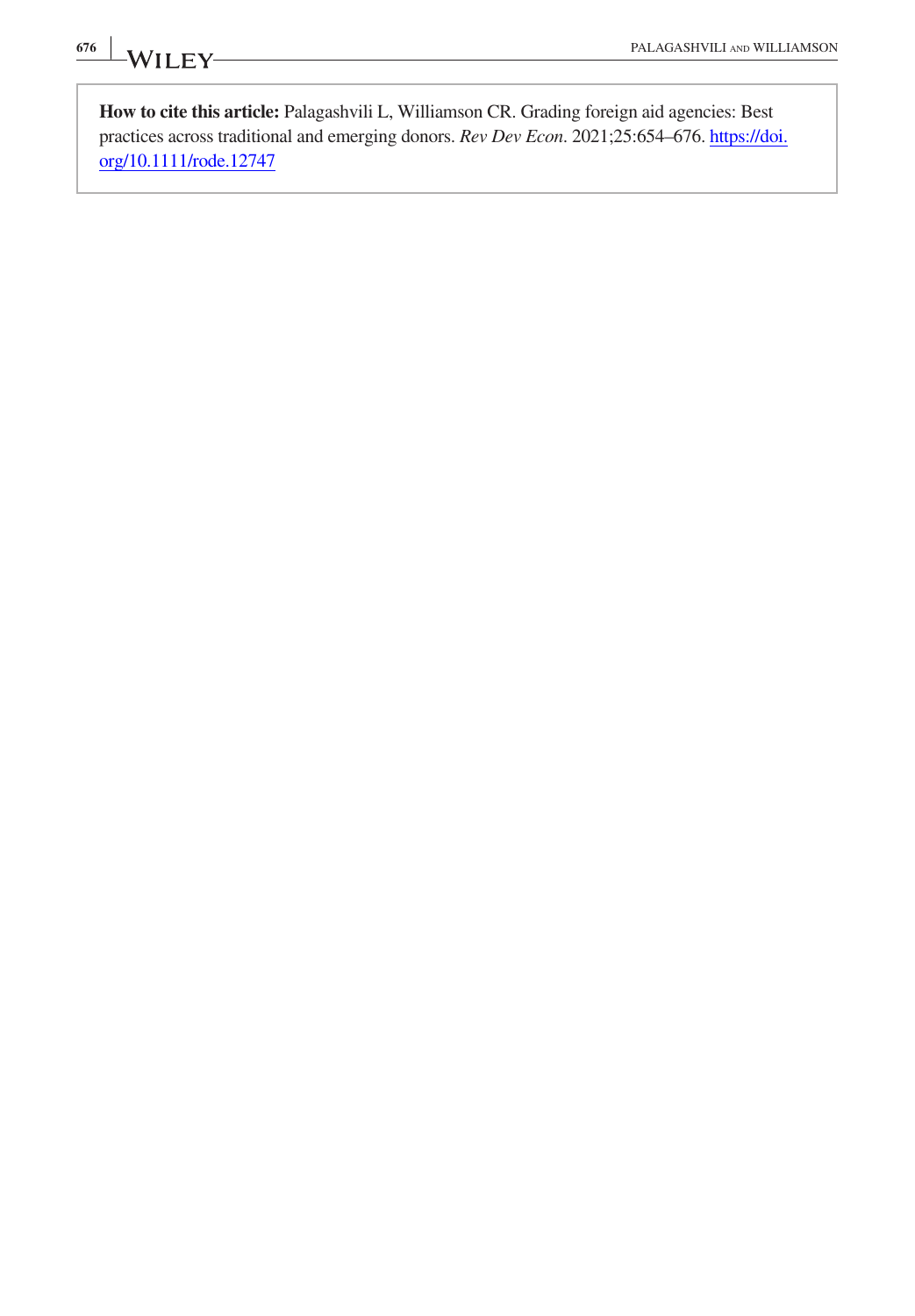**How to cite this article:** Palagashvili L, Williamson CR. Grading foreign aid agencies: Best practices across traditional and emerging donors. *Rev Dev Econ*. 2021;25:654–676. https://doi.org/10.1111/rode.12747